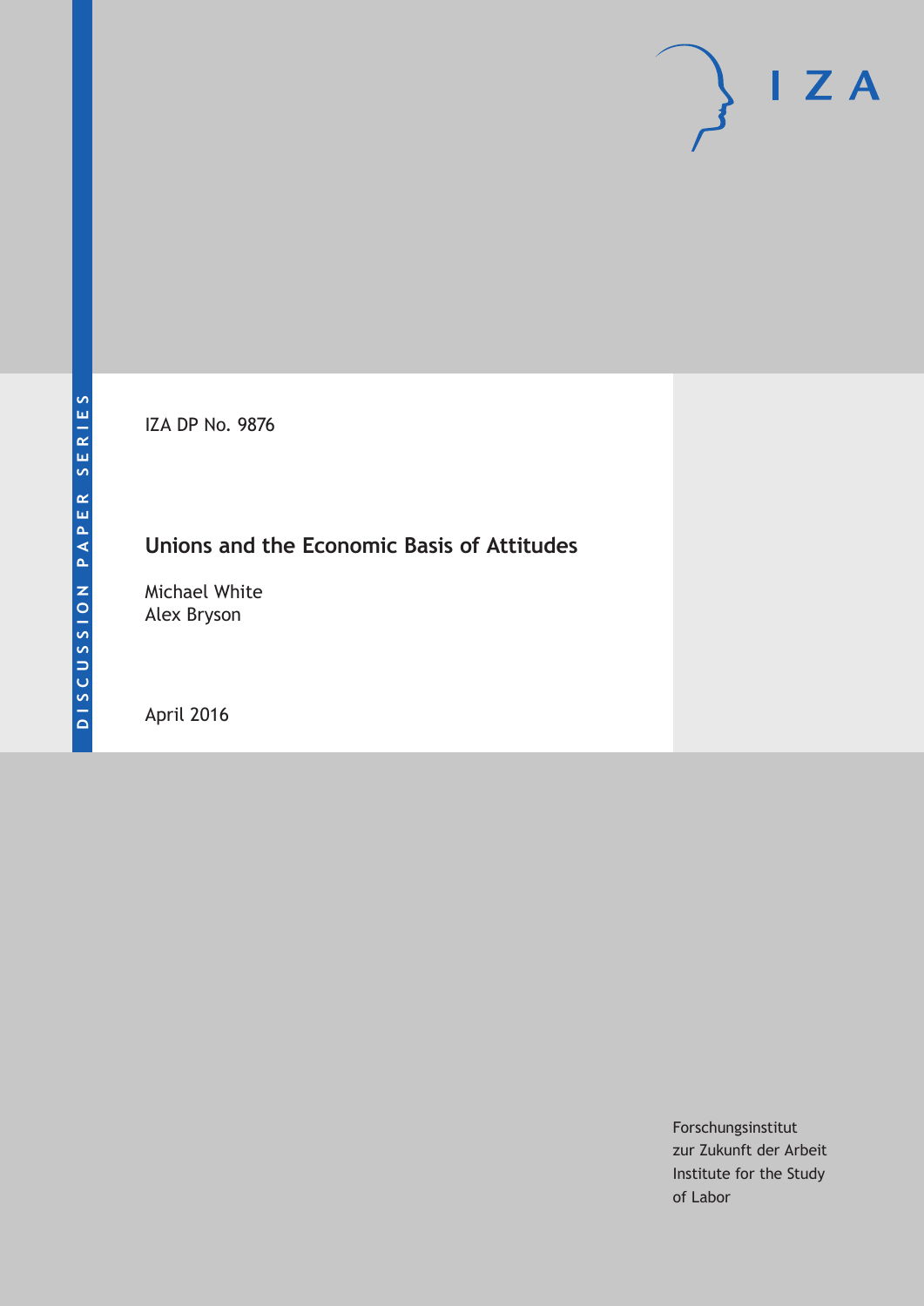DISCUSSION PAPER SERIES

IZA DP No. 9876

# Unions and the Economic Basis of Attitudes

Michael White
Alex Bryson

April 2016

Forschungsinstitut
zur Zukunft der Arbeit
Institute for the Study
of Labor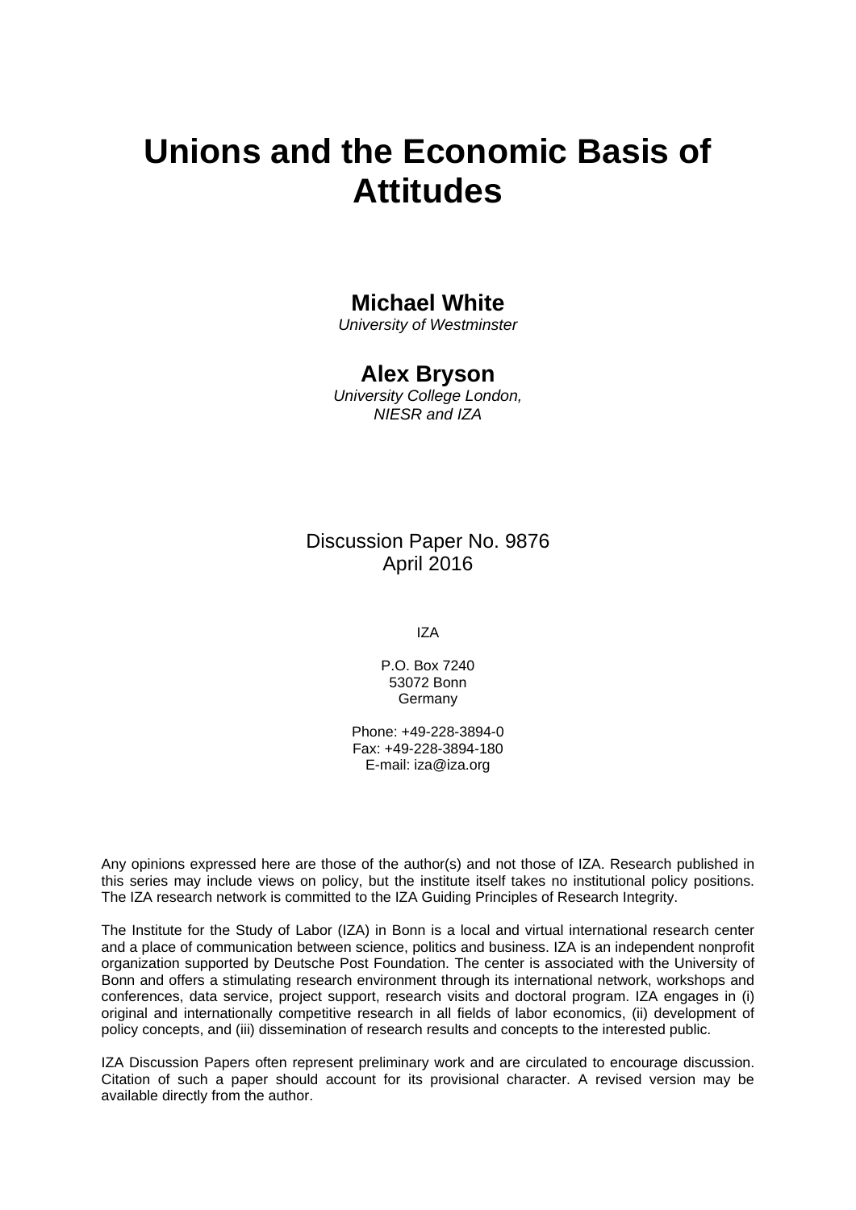# Unions and the Economic Basis of Attitudes

**Michael White**
*University of Westminster*

**Alex Bryson**
*University College London, NIESR and IZA*

Discussion Paper No. 9876
April 2016

IZA

P.O. Box 7240
53072 Bonn
Germany

Phone: +49-228-3894-0
Fax: +49-228-3894-180
E-mail: iza@iza.org

Any opinions expressed here are those of the author(s) and not those of IZA. Research published in this series may include views on policy, but the institute itself takes no institutional policy positions. The IZA research network is committed to the IZA Guiding Principles of Research Integrity.

The Institute for the Study of Labor (IZA) in Bonn is a local and virtual international research center and a place of communication between science, politics and business. IZA is an independent nonprofit organization supported by Deutsche Post Foundation. The center is associated with the University of Bonn and offers a stimulating research environment through its international network, workshops and conferences, data service, project support, research visits and doctoral program. IZA engages in (i) original and internationally competitive research in all fields of labor economics, (ii) development of policy concepts, and (iii) dissemination of research results and concepts to the interested public.

IZA Discussion Papers often represent preliminary work and are circulated to encourage discussion. Citation of such a paper should account for its provisional character. A revised version may be available directly from the author.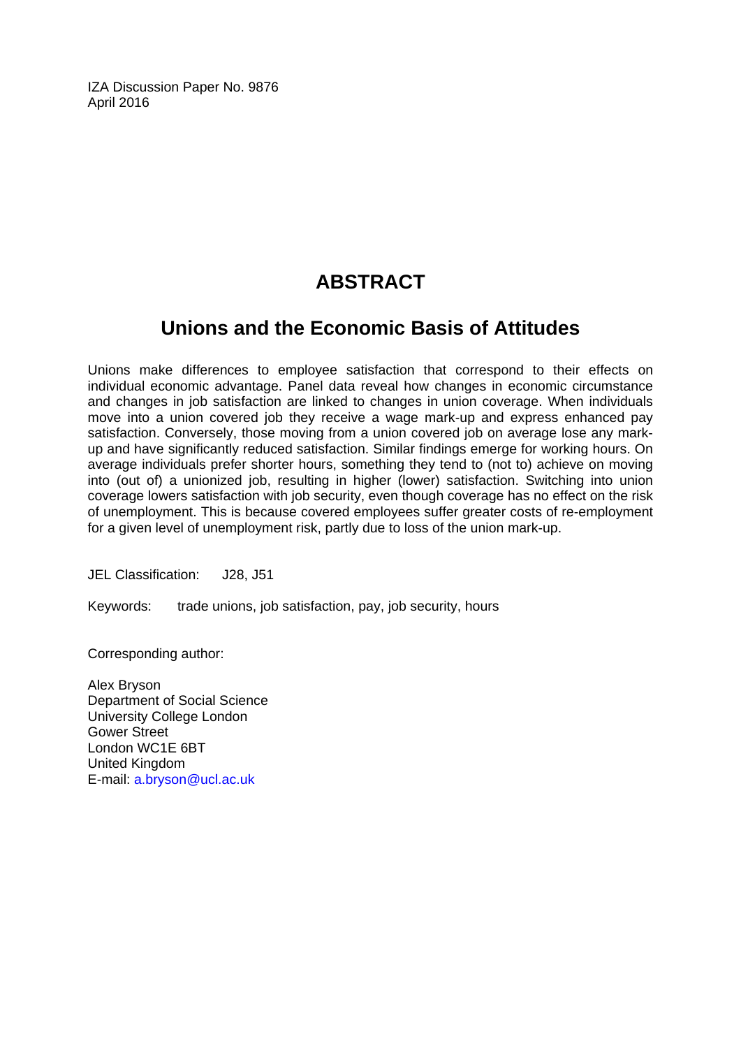IZA Discussion Paper No. 9876
April 2016

# ABSTRACT

## Unions and the Economic Basis of Attitudes

Unions make differences to employee satisfaction that correspond to their effects on individual economic advantage. Panel data reveal how changes in economic circumstance and changes in job satisfaction are linked to changes in union coverage. When individuals move into a union covered job they receive a wage mark-up and express enhanced pay satisfaction. Conversely, those moving from a union covered job on average lose any mark-up and have significantly reduced satisfaction. Similar findings emerge for working hours. On average individuals prefer shorter hours, something they tend to (not to) achieve on moving into (out of) a unionized job, resulting in higher (lower) satisfaction. Switching into union coverage lowers satisfaction with job security, even though coverage has no effect on the risk of unemployment. This is because covered employees suffer greater costs of re-employment for a given level of unemployment risk, partly due to loss of the union mark-up.

JEL Classification: J28, J51

Keywords: trade unions, job satisfaction, pay, job security, hours

Corresponding author:

Alex Bryson
Department of Social Science
University College London
Gower Street
London WC1E 6BT
United Kingdom
E-mail: a.bryson@ucl.ac.uk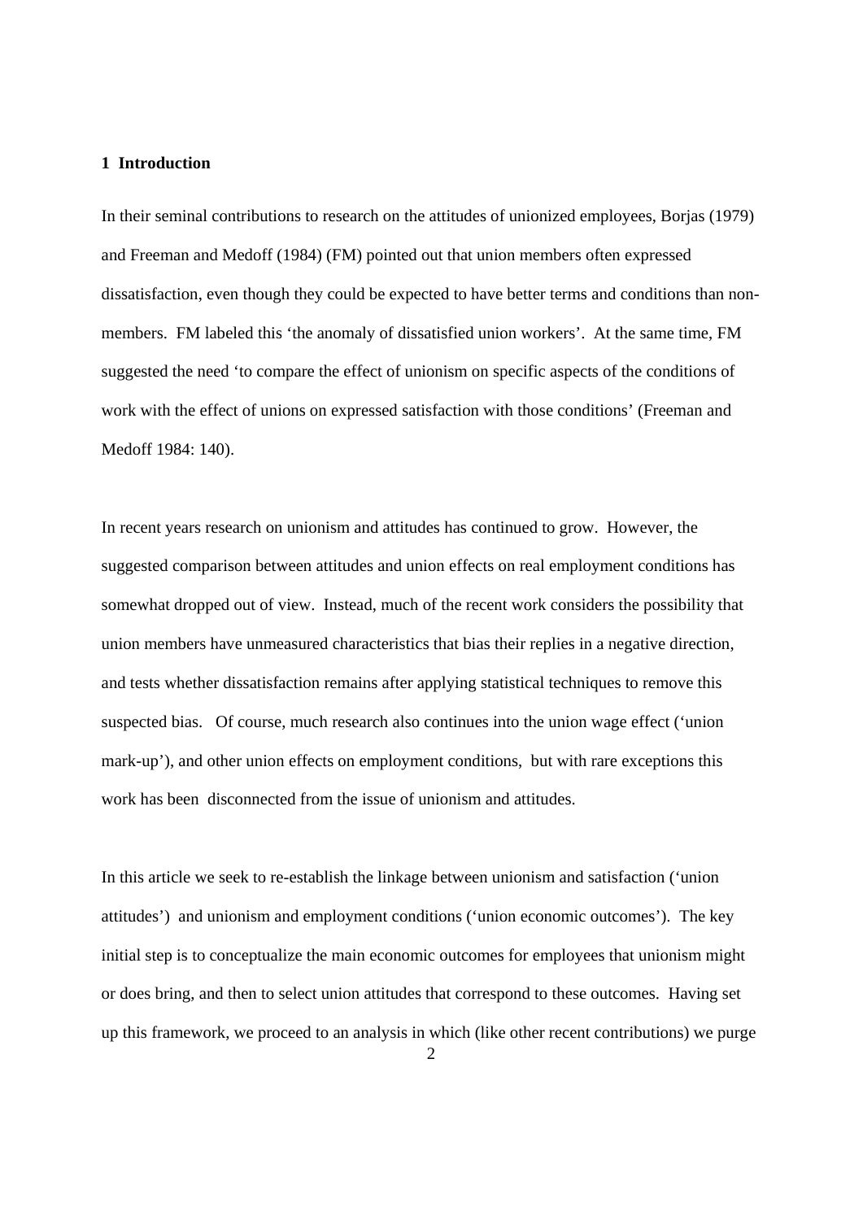## 1 Introduction

In their seminal contributions to research on the attitudes of unionized employees, Borjas (1979) and Freeman and Medoff (1984) (FM) pointed out that union members often expressed dissatisfaction, even though they could be expected to have better terms and conditions than non-members. FM labeled this 'the anomaly of dissatisfied union workers'. At the same time, FM suggested the need 'to compare the effect of unionism on specific aspects of the conditions of work with the effect of unions on expressed satisfaction with those conditions' (Freeman and Medoff 1984: 140).

In recent years research on unionism and attitudes has continued to grow. However, the suggested comparison between attitudes and union effects on real employment conditions has somewhat dropped out of view. Instead, much of the recent work considers the possibility that union members have unmeasured characteristics that bias their replies in a negative direction, and tests whether dissatisfaction remains after applying statistical techniques to remove this suspected bias. Of course, much research also continues into the union wage effect ('union mark-up'), and other union effects on employment conditions, but with rare exceptions this work has been disconnected from the issue of unionism and attitudes.

In this article we seek to re-establish the linkage between unionism and satisfaction ('union attitudes') and unionism and employment conditions ('union economic outcomes'). The key initial step is to conceptualize the main economic outcomes for employees that unionism might or does bring, and then to select union attitudes that correspond to these outcomes. Having set up this framework, we proceed to an analysis in which (like other recent contributions) we purge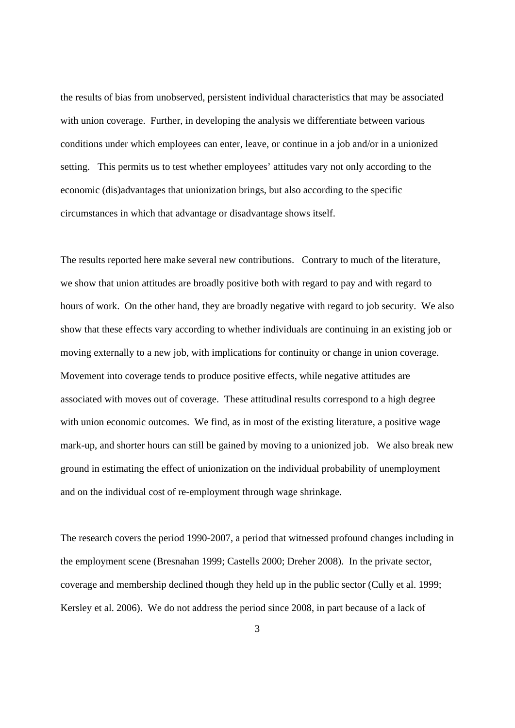the results of bias from unobserved, persistent individual characteristics that may be associated with union coverage. Further, in developing the analysis we differentiate between various conditions under which employees can enter, leave, or continue in a job and/or in a unionized setting. This permits us to test whether employees' attitudes vary not only according to the economic (dis)advantages that unionization brings, but also according to the specific circumstances in which that advantage or disadvantage shows itself.

The results reported here make several new contributions. Contrary to much of the literature, we show that union attitudes are broadly positive both with regard to pay and with regard to hours of work. On the other hand, they are broadly negative with regard to job security. We also show that these effects vary according to whether individuals are continuing in an existing job or moving externally to a new job, with implications for continuity or change in union coverage. Movement into coverage tends to produce positive effects, while negative attitudes are associated with moves out of coverage. These attitudinal results correspond to a high degree with union economic outcomes. We find, as in most of the existing literature, a positive wage mark-up, and shorter hours can still be gained by moving to a unionized job. We also break new ground in estimating the effect of unionization on the individual probability of unemployment and on the individual cost of re-employment through wage shrinkage.

The research covers the period 1990-2007, a period that witnessed profound changes including in the employment scene (Bresnahan 1999; Castells 2000; Dreher 2008). In the private sector, coverage and membership declined though they held up in the public sector (Cully et al. 1999; Kersley et al. 2006). We do not address the period since 2008, in part because of a lack of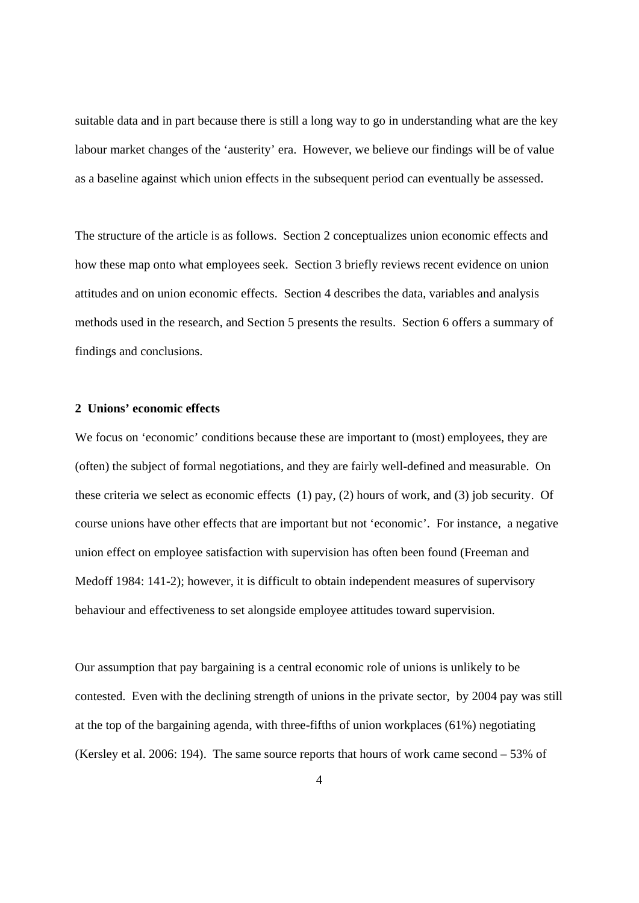suitable data and in part because there is still a long way to go in understanding what are the key labour market changes of the 'austerity' era. However, we believe our findings will be of value as a baseline against which union effects in the subsequent period can eventually be assessed.

The structure of the article is as follows. Section 2 conceptualizes union economic effects and how these map onto what employees seek. Section 3 briefly reviews recent evidence on union attitudes and on union economic effects. Section 4 describes the data, variables and analysis methods used in the research, and Section 5 presents the results. Section 6 offers a summary of findings and conclusions.

## 2 Unions' economic effects

We focus on 'economic' conditions because these are important to (most) employees, they are (often) the subject of formal negotiations, and they are fairly well-defined and measurable. On these criteria we select as economic effects (1) pay, (2) hours of work, and (3) job security. Of course unions have other effects that are important but not 'economic'. For instance, a negative union effect on employee satisfaction with supervision has often been found (Freeman and Medoff 1984: 141-2); however, it is difficult to obtain independent measures of supervisory behaviour and effectiveness to set alongside employee attitudes toward supervision.

Our assumption that pay bargaining is a central economic role of unions is unlikely to be contested. Even with the declining strength of unions in the private sector, by 2004 pay was still at the top of the bargaining agenda, with three-fifths of union workplaces (61%) negotiating (Kersley et al. 2006: 194). The same source reports that hours of work came second – 53% of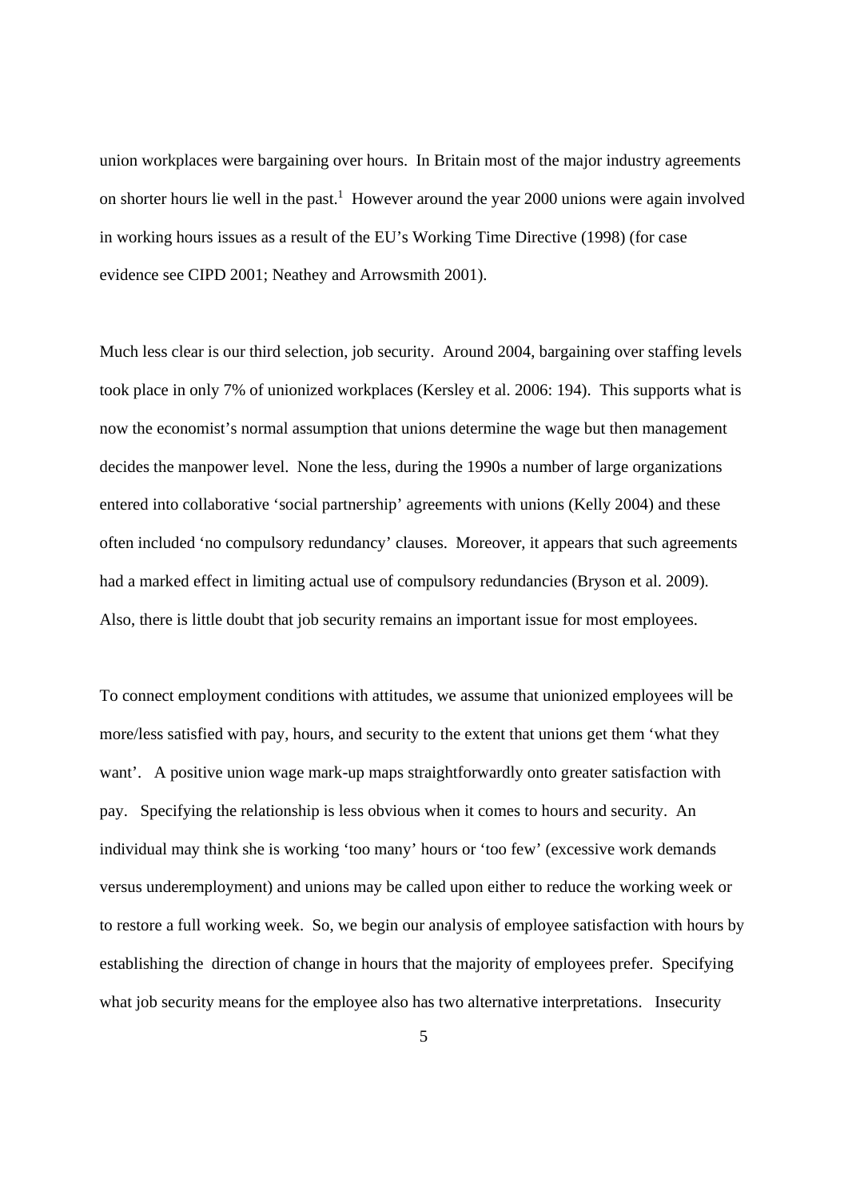union workplaces were bargaining over hours. In Britain most of the major industry agreements on shorter hours lie well in the past.[1] However around the year 2000 unions were again involved in working hours issues as a result of the EU's Working Time Directive (1998) (for case evidence see CIPD 2001; Neathey and Arrowsmith 2001).

Much less clear is our third selection, job security. Around 2004, bargaining over staffing levels took place in only 7% of unionized workplaces (Kersley et al. 2006: 194). This supports what is now the economist's normal assumption that unions determine the wage but then management decides the manpower level. None the less, during the 1990s a number of large organizations entered into collaborative 'social partnership' agreements with unions (Kelly 2004) and these often included 'no compulsory redundancy' clauses. Moreover, it appears that such agreements had a marked effect in limiting actual use of compulsory redundancies (Bryson et al. 2009). Also, there is little doubt that job security remains an important issue for most employees.

To connect employment conditions with attitudes, we assume that unionized employees will be more/less satisfied with pay, hours, and security to the extent that unions get them 'what they want'. A positive union wage mark-up maps straightforwardly onto greater satisfaction with pay. Specifying the relationship is less obvious when it comes to hours and security. An individual may think she is working 'too many' hours or 'too few' (excessive work demands versus underemployment) and unions may be called upon either to reduce the working week or to restore a full working week. So, we begin our analysis of employee satisfaction with hours by establishing the direction of change in hours that the majority of employees prefer. Specifying what job security means for the employee also has two alternative interpretations. Insecurity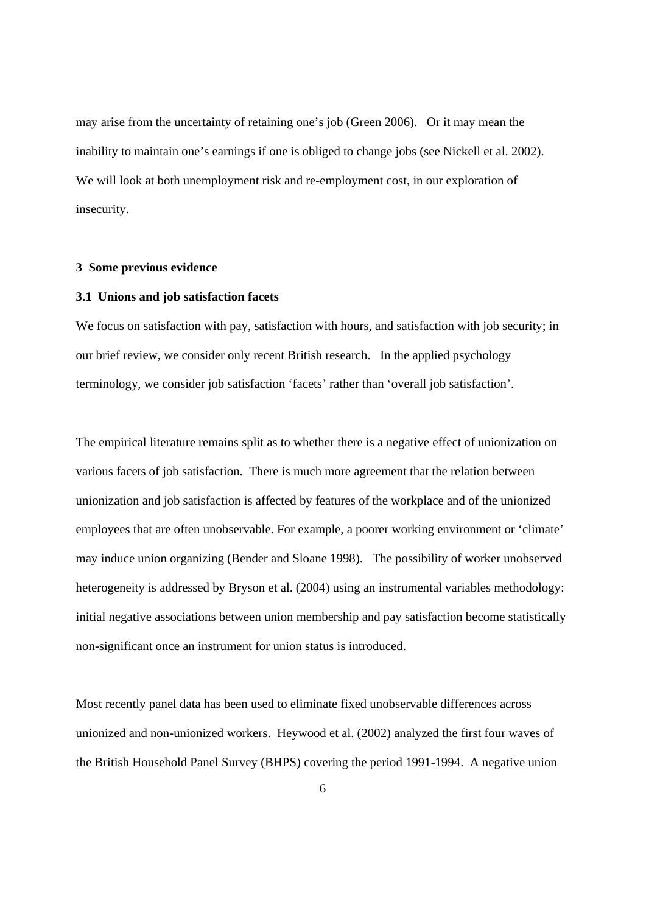may arise from the uncertainty of retaining one's job (Green 2006). Or it may mean the inability to maintain one's earnings if one is obliged to change jobs (see Nickell et al. 2002). We will look at both unemployment risk and re-employment cost, in our exploration of insecurity.

## 3 Some previous evidence

### 3.1 Unions and job satisfaction facets

We focus on satisfaction with pay, satisfaction with hours, and satisfaction with job security; in our brief review, we consider only recent British research. In the applied psychology terminology, we consider job satisfaction 'facets' rather than 'overall job satisfaction'.

The empirical literature remains split as to whether there is a negative effect of unionization on various facets of job satisfaction. There is much more agreement that the relation between unionization and job satisfaction is affected by features of the workplace and of the unionized employees that are often unobservable. For example, a poorer working environment or 'climate' may induce union organizing (Bender and Sloane 1998). The possibility of worker unobserved heterogeneity is addressed by Bryson et al. (2004) using an instrumental variables methodology: initial negative associations between union membership and pay satisfaction become statistically non-significant once an instrument for union status is introduced.

Most recently panel data has been used to eliminate fixed unobservable differences across unionized and non-unionized workers. Heywood et al. (2002) analyzed the first four waves of the British Household Panel Survey (BHPS) covering the period 1991-1994. A negative union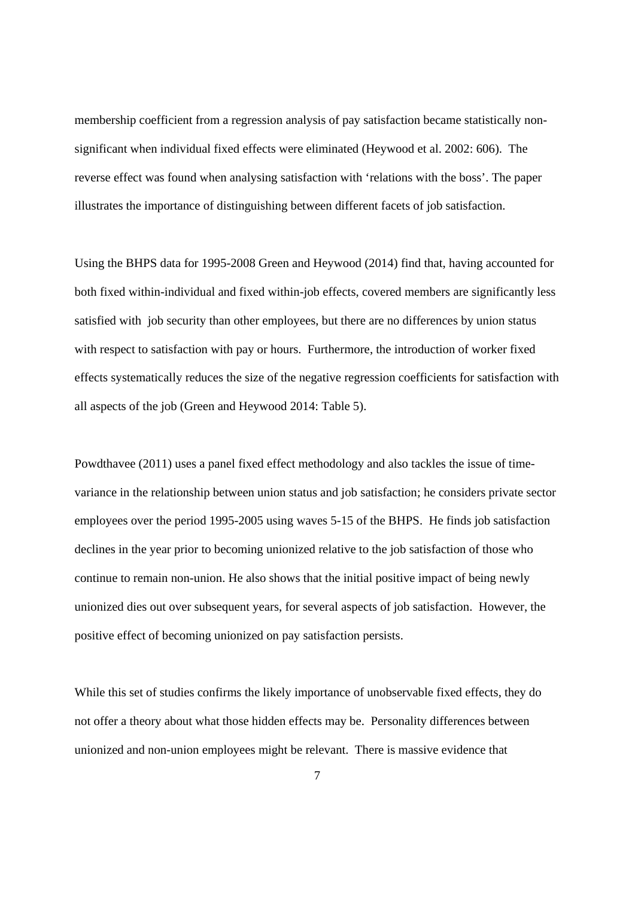membership coefficient from a regression analysis of pay satisfaction became statistically non-significant when individual fixed effects were eliminated (Heywood et al. 2002: 606). The reverse effect was found when analysing satisfaction with 'relations with the boss'. The paper illustrates the importance of distinguishing between different facets of job satisfaction.

Using the BHPS data for 1995-2008 Green and Heywood (2014) find that, having accounted for both fixed within-individual and fixed within-job effects, covered members are significantly less satisfied with job security than other employees, but there are no differences by union status with respect to satisfaction with pay or hours. Furthermore, the introduction of worker fixed effects systematically reduces the size of the negative regression coefficients for satisfaction with all aspects of the job (Green and Heywood 2014: Table 5).

Powdthavee (2011) uses a panel fixed effect methodology and also tackles the issue of time-variance in the relationship between union status and job satisfaction; he considers private sector employees over the period 1995-2005 using waves 5-15 of the BHPS. He finds job satisfaction declines in the year prior to becoming unionized relative to the job satisfaction of those who continue to remain non-union. He also shows that the initial positive impact of being newly unionized dies out over subsequent years, for several aspects of job satisfaction. However, the positive effect of becoming unionized on pay satisfaction persists.

While this set of studies confirms the likely importance of unobservable fixed effects, they do not offer a theory about what those hidden effects may be. Personality differences between unionized and non-union employees might be relevant. There is massive evidence that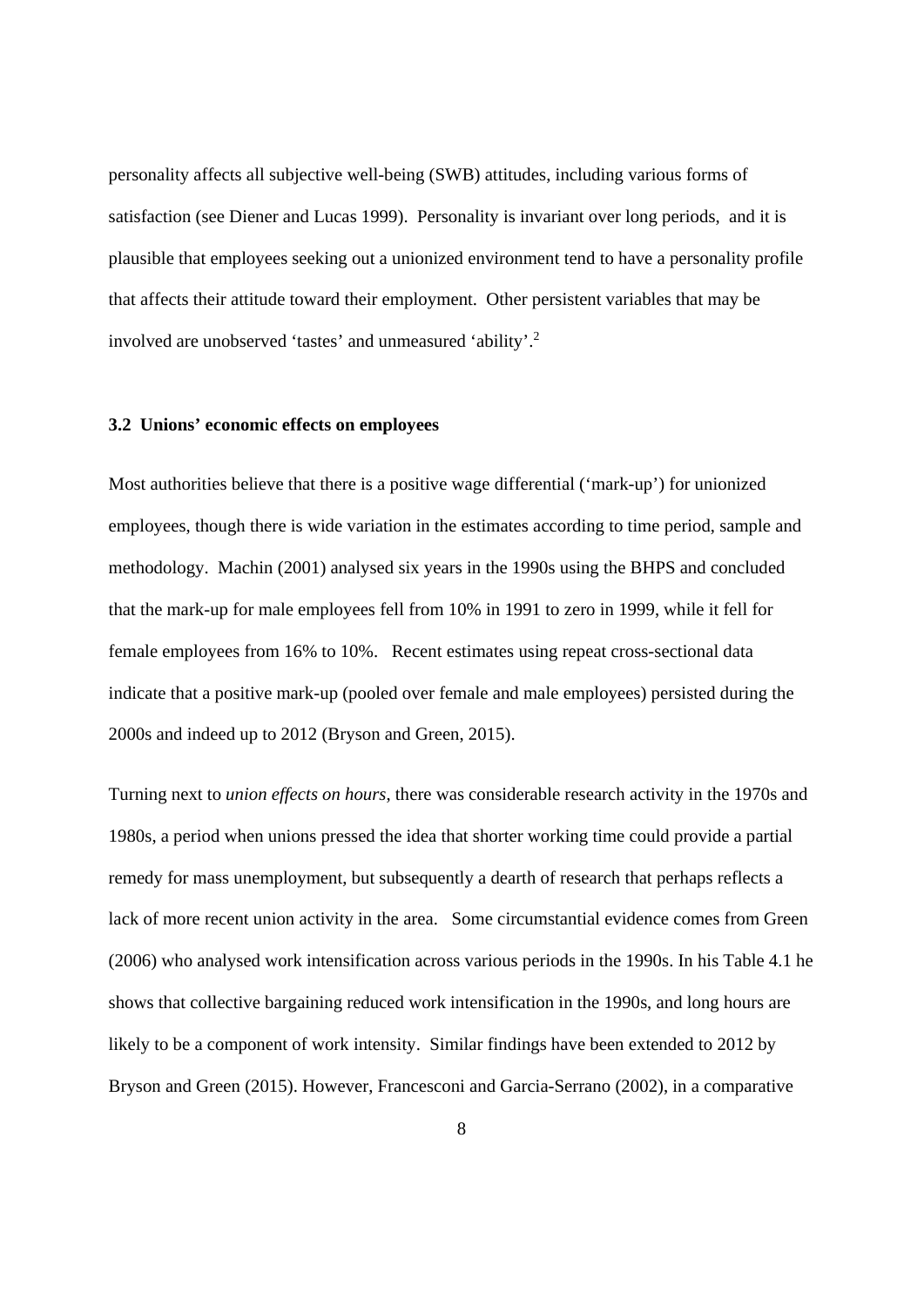personality affects all subjective well-being (SWB) attitudes, including various forms of satisfaction (see Diener and Lucas 1999). Personality is invariant over long periods, and it is plausible that employees seeking out a unionized environment tend to have a personality profile that affects their attitude toward their employment. Other persistent variables that may be involved are unobserved 'tastes' and unmeasured 'ability'.[2]

### 3.2 Unions' economic effects on employees

Most authorities believe that there is a positive wage differential ('mark-up') for unionized employees, though there is wide variation in the estimates according to time period, sample and methodology. Machin (2001) analysed six years in the 1990s using the BHPS and concluded that the mark-up for male employees fell from 10% in 1991 to zero in 1999, while it fell for female employees from 16% to 10%. Recent estimates using repeat cross-sectional data indicate that a positive mark-up (pooled over female and male employees) persisted during the 2000s and indeed up to 2012 (Bryson and Green, 2015).

Turning next to *union effects on hours*, there was considerable research activity in the 1970s and 1980s, a period when unions pressed the idea that shorter working time could provide a partial remedy for mass unemployment, but subsequently a dearth of research that perhaps reflects a lack of more recent union activity in the area. Some circumstantial evidence comes from Green (2006) who analysed work intensification across various periods in the 1990s. In his Table 4.1 he shows that collective bargaining reduced work intensification in the 1990s, and long hours are likely to be a component of work intensity. Similar findings have been extended to 2012 by Bryson and Green (2015). However, Francesconi and Garcia-Serrano (2002), in a comparative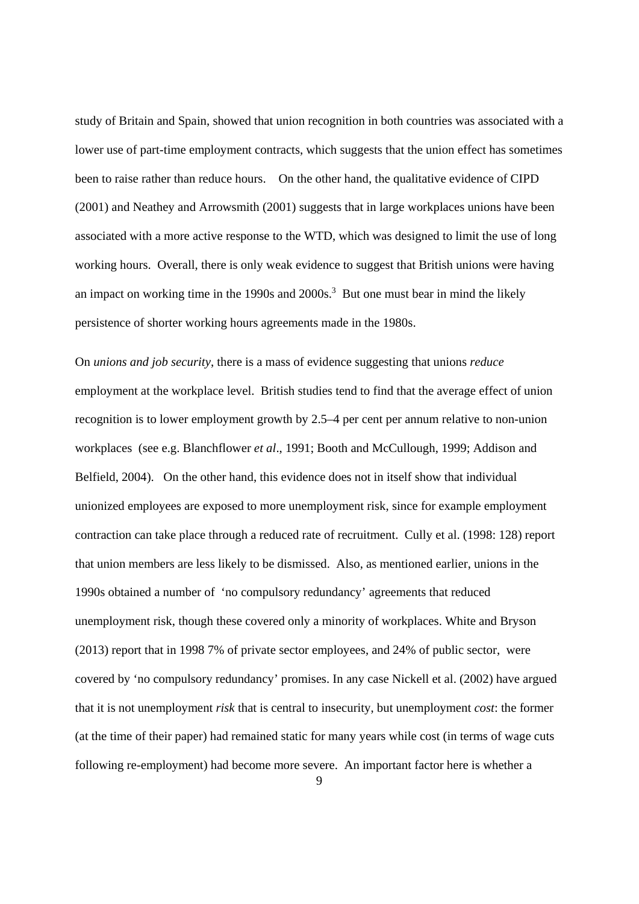study of Britain and Spain, showed that union recognition in both countries was associated with a lower use of part-time employment contracts, which suggests that the union effect has sometimes been to raise rather than reduce hours. On the other hand, the qualitative evidence of CIPD (2001) and Neathey and Arrowsmith (2001) suggests that in large workplaces unions have been associated with a more active response to the WTD, which was designed to limit the use of long working hours. Overall, there is only weak evidence to suggest that British unions were having an impact on working time in the 1990s and 2000s.[3] But one must bear in mind the likely persistence of shorter working hours agreements made in the 1980s.

On *unions and job security*, there is a mass of evidence suggesting that unions *reduce* employment at the workplace level. British studies tend to find that the average effect of union recognition is to lower employment growth by 2.5–4 per cent per annum relative to non-union workplaces (see e.g. Blanchflower *et al*., 1991; Booth and McCullough, 1999; Addison and Belfield, 2004). On the other hand, this evidence does not in itself show that individual unionized employees are exposed to more unemployment risk, since for example employment contraction can take place through a reduced rate of recruitment. Cully et al. (1998: 128) report that union members are less likely to be dismissed. Also, as mentioned earlier, unions in the 1990s obtained a number of 'no compulsory redundancy' agreements that reduced unemployment risk, though these covered only a minority of workplaces. White and Bryson (2013) report that in 1998 7% of private sector employees, and 24% of public sector, were covered by 'no compulsory redundancy' promises. In any case Nickell et al. (2002) have argued that it is not unemployment *risk* that is central to insecurity, but unemployment *cost*: the former (at the time of their paper) had remained static for many years while cost (in terms of wage cuts following re-employment) had become more severe. An important factor here is whether a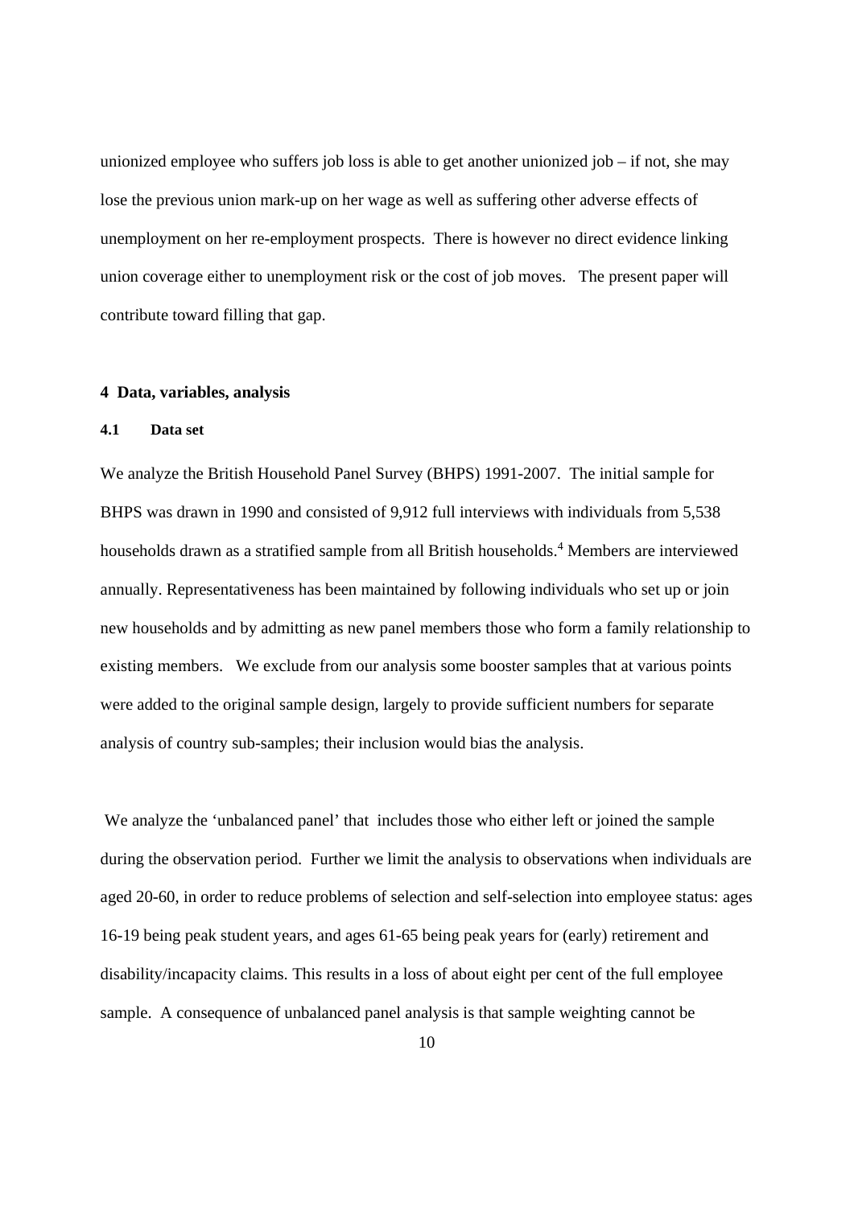unionized employee who suffers job loss is able to get another unionized job – if not, she may lose the previous union mark-up on her wage as well as suffering other adverse effects of unemployment on her re-employment prospects. There is however no direct evidence linking union coverage either to unemployment risk or the cost of job moves. The present paper will contribute toward filling that gap.

## 4 Data, variables, analysis

### 4.1 Data set

We analyze the British Household Panel Survey (BHPS) 1991-2007. The initial sample for BHPS was drawn in 1990 and consisted of 9,912 full interviews with individuals from 5,538 households drawn as a stratified sample from all British households.[4] Members are interviewed annually. Representativeness has been maintained by following individuals who set up or join new households and by admitting as new panel members those who form a family relationship to existing members. We exclude from our analysis some booster samples that at various points were added to the original sample design, largely to provide sufficient numbers for separate analysis of country sub-samples; their inclusion would bias the analysis.

We analyze the 'unbalanced panel' that includes those who either left or joined the sample during the observation period. Further we limit the analysis to observations when individuals are aged 20-60, in order to reduce problems of selection and self-selection into employee status: ages 16-19 being peak student years, and ages 61-65 being peak years for (early) retirement and disability/incapacity claims. This results in a loss of about eight per cent of the full employee sample. A consequence of unbalanced panel analysis is that sample weighting cannot be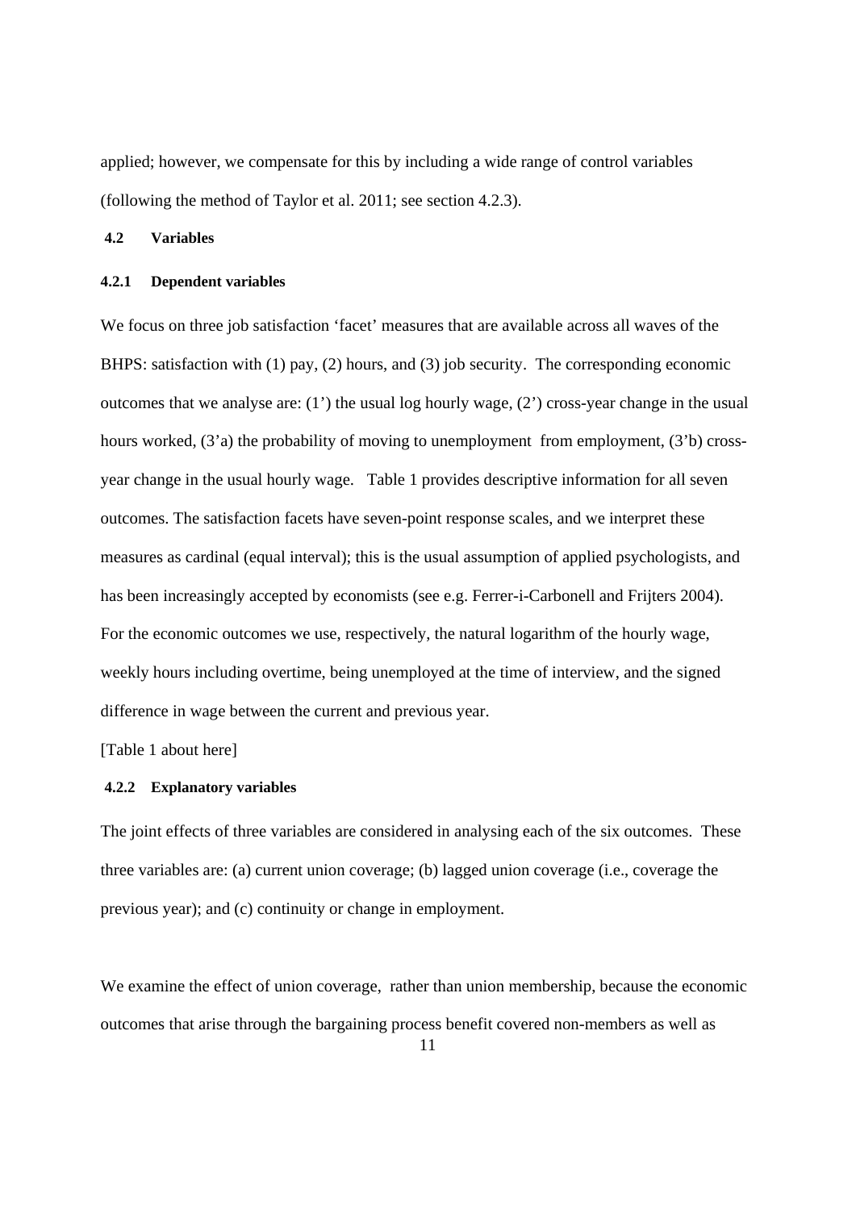applied; however, we compensate for this by including a wide range of control variables (following the method of Taylor et al. 2011; see section 4.2.3).

## 4.2 Variables

### 4.2.1 Dependent variables

We focus on three job satisfaction 'facet' measures that are available across all waves of the BHPS: satisfaction with (1) pay, (2) hours, and (3) job security. The corresponding economic outcomes that we analyse are: (1') the usual log hourly wage, (2') cross-year change in the usual hours worked, (3'a) the probability of moving to unemployment from employment, (3'b) cross-year change in the usual hourly wage. Table 1 provides descriptive information for all seven outcomes. The satisfaction facets have seven-point response scales, and we interpret these measures as cardinal (equal interval); this is the usual assumption of applied psychologists, and has been increasingly accepted by economists (see e.g. Ferrer-i-Carbonell and Frijters 2004). For the economic outcomes we use, respectively, the natural logarithm of the hourly wage, weekly hours including overtime, being unemployed at the time of interview, and the signed difference in wage between the current and previous year.

[Table 1 about here]

### 4.2.2 Explanatory variables

The joint effects of three variables are considered in analysing each of the six outcomes. These three variables are: (a) current union coverage; (b) lagged union coverage (i.e., coverage the previous year); and (c) continuity or change in employment.

We examine the effect of union coverage, rather than union membership, because the economic outcomes that arise through the bargaining process benefit covered non-members as well as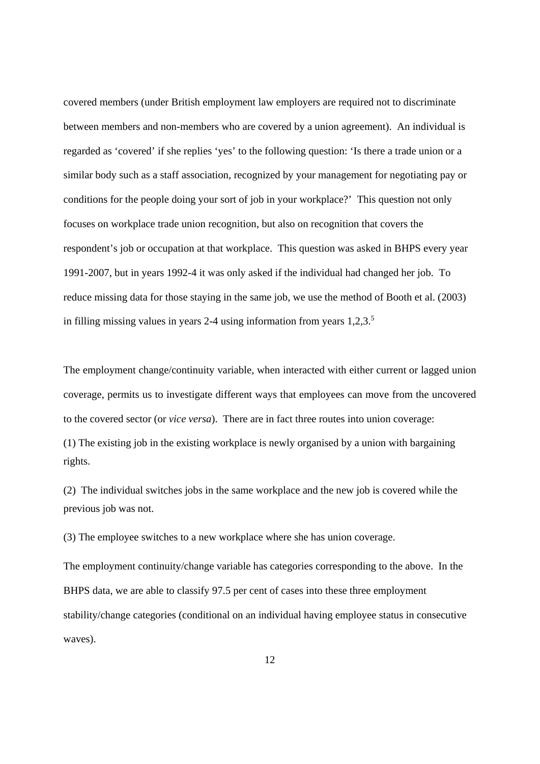covered members (under British employment law employers are required not to discriminate between members and non-members who are covered by a union agreement). An individual is regarded as 'covered' if she replies 'yes' to the following question: 'Is there a trade union or a similar body such as a staff association, recognized by your management for negotiating pay or conditions for the people doing your sort of job in your workplace?' This question not only focuses on workplace trade union recognition, but also on recognition that covers the respondent's job or occupation at that workplace. This question was asked in BHPS every year 1991-2007, but in years 1992-4 it was only asked if the individual had changed her job. To reduce missing data for those staying in the same job, we use the method of Booth et al. (2003) in filling missing values in years 2-4 using information from years 1,2,3.[5]

The employment change/continuity variable, when interacted with either current or lagged union coverage, permits us to investigate different ways that employees can move from the uncovered to the covered sector (or *vice versa*). There are in fact three routes into union coverage:

(1) The existing job in the existing workplace is newly organised by a union with bargaining rights.

(2) The individual switches jobs in the same workplace and the new job is covered while the previous job was not.

(3) The employee switches to a new workplace where she has union coverage.

The employment continuity/change variable has categories corresponding to the above. In the BHPS data, we are able to classify 97.5 per cent of cases into these three employment stability/change categories (conditional on an individual having employee status in consecutive waves).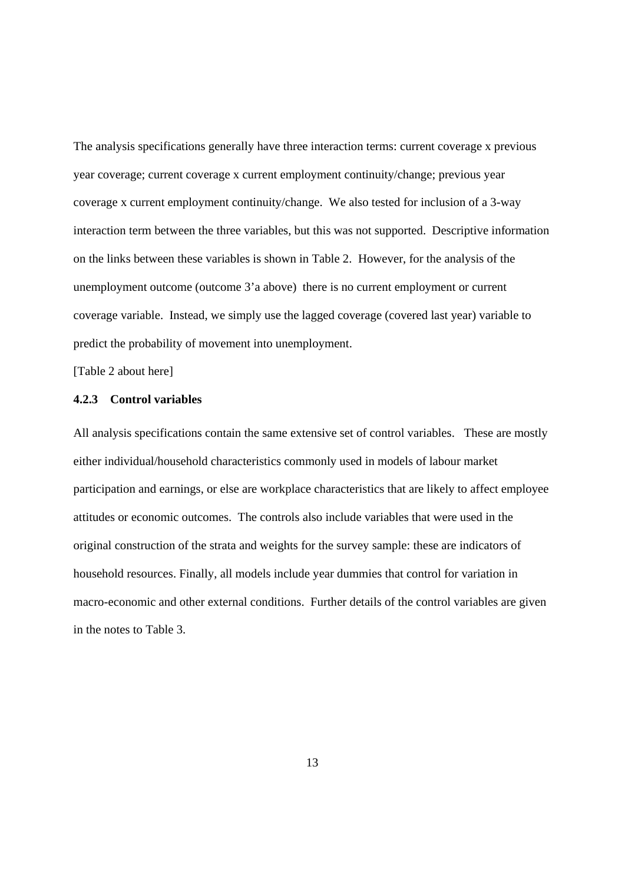The analysis specifications generally have three interaction terms: current coverage x previous year coverage; current coverage x current employment continuity/change; previous year coverage x current employment continuity/change. We also tested for inclusion of a 3-way interaction term between the three variables, but this was not supported. Descriptive information on the links between these variables is shown in Table 2. However, for the analysis of the unemployment outcome (outcome 3'a above) there is no current employment or current coverage variable. Instead, we simply use the lagged coverage (covered last year) variable to predict the probability of movement into unemployment.

[Table 2 about here]

### 4.2.3 Control variables

All analysis specifications contain the same extensive set of control variables. These are mostly either individual/household characteristics commonly used in models of labour market participation and earnings, or else are workplace characteristics that are likely to affect employee attitudes or economic outcomes. The controls also include variables that were used in the original construction of the strata and weights for the survey sample: these are indicators of household resources. Finally, all models include year dummies that control for variation in macro-economic and other external conditions. Further details of the control variables are given in the notes to Table 3.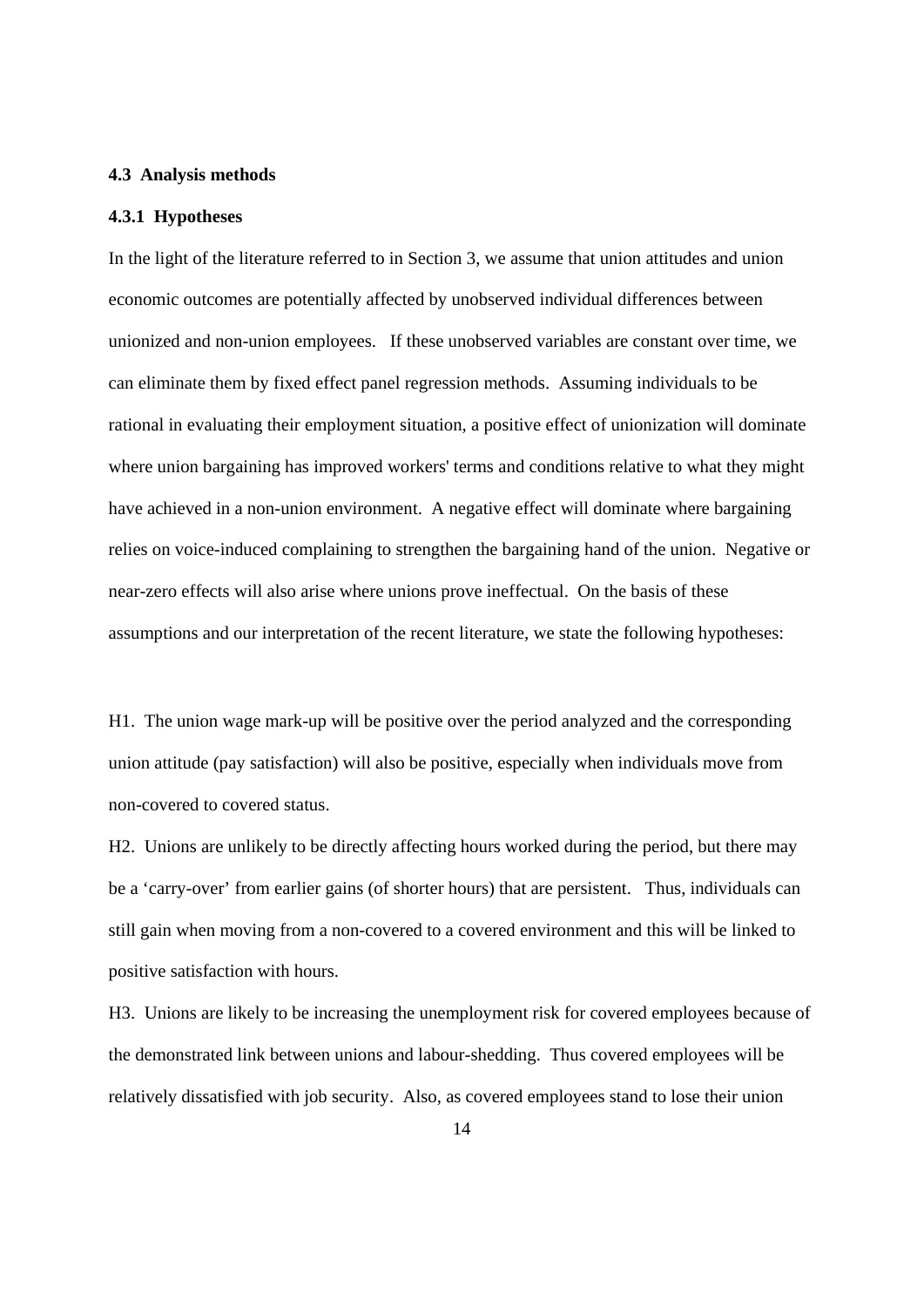### 4.3 Analysis methods

#### 4.3.1 Hypotheses

In the light of the literature referred to in Section 3, we assume that union attitudes and union economic outcomes are potentially affected by unobserved individual differences between unionized and non-union employees. If these unobserved variables are constant over time, we can eliminate them by fixed effect panel regression methods. Assuming individuals to be rational in evaluating their employment situation, a positive effect of unionization will dominate where union bargaining has improved workers' terms and conditions relative to what they might have achieved in a non-union environment. A negative effect will dominate where bargaining relies on voice-induced complaining to strengthen the bargaining hand of the union. Negative or near-zero effects will also arise where unions prove ineffectual. On the basis of these assumptions and our interpretation of the recent literature, we state the following hypotheses:

H1. The union wage mark-up will be positive over the period analyzed and the corresponding union attitude (pay satisfaction) will also be positive, especially when individuals move from non-covered to covered status.

H2. Unions are unlikely to be directly affecting hours worked during the period, but there may be a 'carry-over' from earlier gains (of shorter hours) that are persistent. Thus, individuals can still gain when moving from a non-covered to a covered environment and this will be linked to positive satisfaction with hours.

H3. Unions are likely to be increasing the unemployment risk for covered employees because of the demonstrated link between unions and labour-shedding. Thus covered employees will be relatively dissatisfied with job security. Also, as covered employees stand to lose their union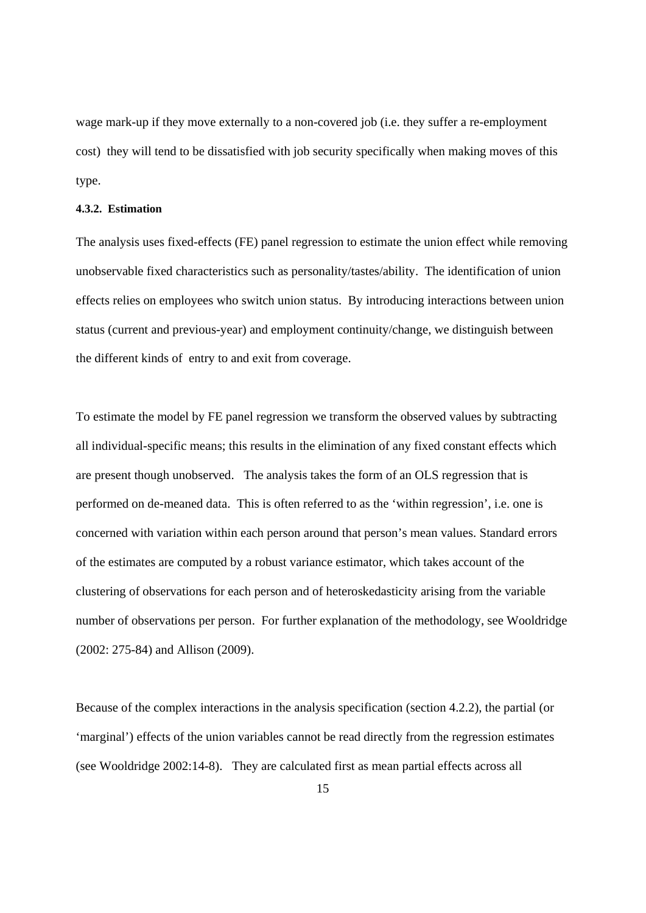wage mark-up if they move externally to a non-covered job (i.e. they suffer a re-employment cost) they will tend to be dissatisfied with job security specifically when making moves of this type.

#### 4.3.2. Estimation

The analysis uses fixed-effects (FE) panel regression to estimate the union effect while removing unobservable fixed characteristics such as personality/tastes/ability. The identification of union effects relies on employees who switch union status. By introducing interactions between union status (current and previous-year) and employment continuity/change, we distinguish between the different kinds of entry to and exit from coverage.

To estimate the model by FE panel regression we transform the observed values by subtracting all individual-specific means; this results in the elimination of any fixed constant effects which are present though unobserved. The analysis takes the form of an OLS regression that is performed on de-meaned data. This is often referred to as the 'within regression', i.e. one is concerned with variation within each person around that person's mean values. Standard errors of the estimates are computed by a robust variance estimator, which takes account of the clustering of observations for each person and of heteroskedasticity arising from the variable number of observations per person. For further explanation of the methodology, see Wooldridge (2002: 275-84) and Allison (2009).

Because of the complex interactions in the analysis specification (section 4.2.2), the partial (or 'marginal') effects of the union variables cannot be read directly from the regression estimates (see Wooldridge 2002:14-8). They are calculated first as mean partial effects across all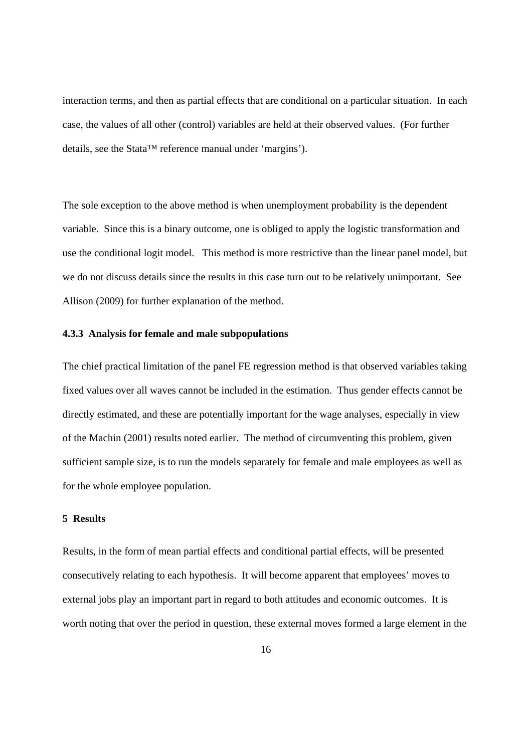interaction terms, and then as partial effects that are conditional on a particular situation. In each case, the values of all other (control) variables are held at their observed values. (For further details, see the Stata™ reference manual under 'margins').

The sole exception to the above method is when unemployment probability is the dependent variable. Since this is a binary outcome, one is obliged to apply the logistic transformation and use the conditional logit model. This method is more restrictive than the linear panel model, but we do not discuss details since the results in this case turn out to be relatively unimportant. See Allison (2009) for further explanation of the method.

### 4.3.3 Analysis for female and male subpopulations

The chief practical limitation of the panel FE regression method is that observed variables taking fixed values over all waves cannot be included in the estimation. Thus gender effects cannot be directly estimated, and these are potentially important for the wage analyses, especially in view of the Machin (2001) results noted earlier. The method of circumventing this problem, given sufficient sample size, is to run the models separately for female and male employees as well as for the whole employee population.

## 5 Results

Results, in the form of mean partial effects and conditional partial effects, will be presented consecutively relating to each hypothesis. It will become apparent that employees' moves to external jobs play an important part in regard to both attitudes and economic outcomes. It is worth noting that over the period in question, these external moves formed a large element in the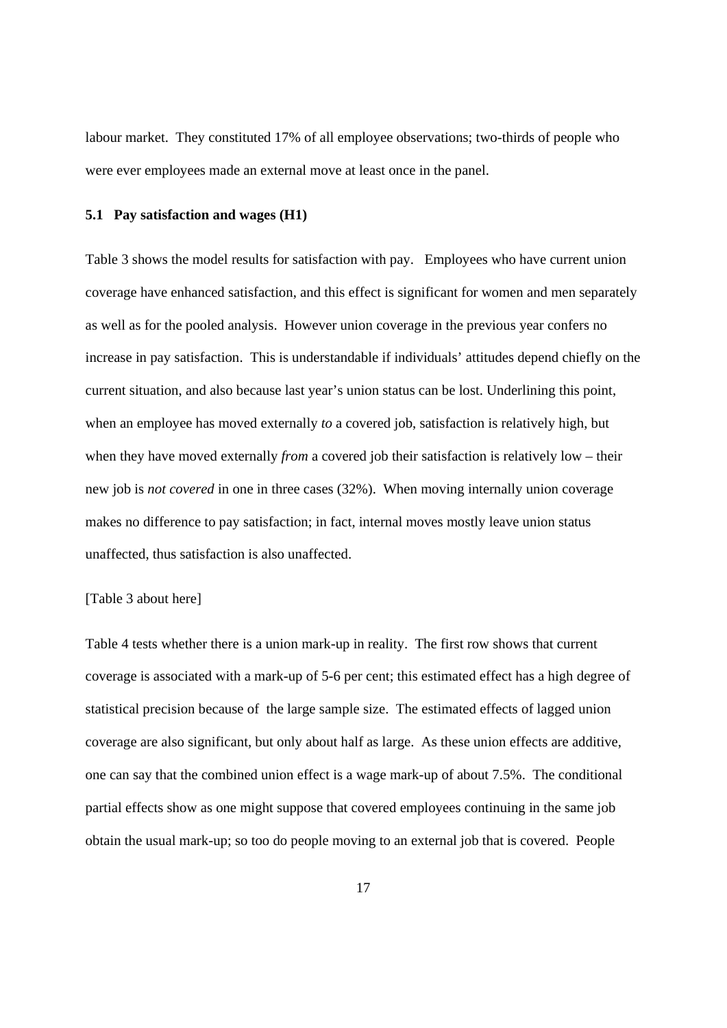labour market. They constituted 17% of all employee observations; two-thirds of people who were ever employees made an external move at least once in the panel.

### 5.1 Pay satisfaction and wages (H1)

Table 3 shows the model results for satisfaction with pay. Employees who have current union coverage have enhanced satisfaction, and this effect is significant for women and men separately as well as for the pooled analysis. However union coverage in the previous year confers no increase in pay satisfaction. This is understandable if individuals' attitudes depend chiefly on the current situation, and also because last year's union status can be lost. Underlining this point, when an employee has moved externally *to* a covered job, satisfaction is relatively high, but when they have moved externally *from* a covered job their satisfaction is relatively low – their new job is *not covered* in one in three cases (32%). When moving internally union coverage makes no difference to pay satisfaction; in fact, internal moves mostly leave union status unaffected, thus satisfaction is also unaffected.

[Table 3 about here]

Table 4 tests whether there is a union mark-up in reality. The first row shows that current coverage is associated with a mark-up of 5-6 per cent; this estimated effect has a high degree of statistical precision because of the large sample size. The estimated effects of lagged union coverage are also significant, but only about half as large. As these union effects are additive, one can say that the combined union effect is a wage mark-up of about 7.5%. The conditional partial effects show as one might suppose that covered employees continuing in the same job obtain the usual mark-up; so too do people moving to an external job that is covered. People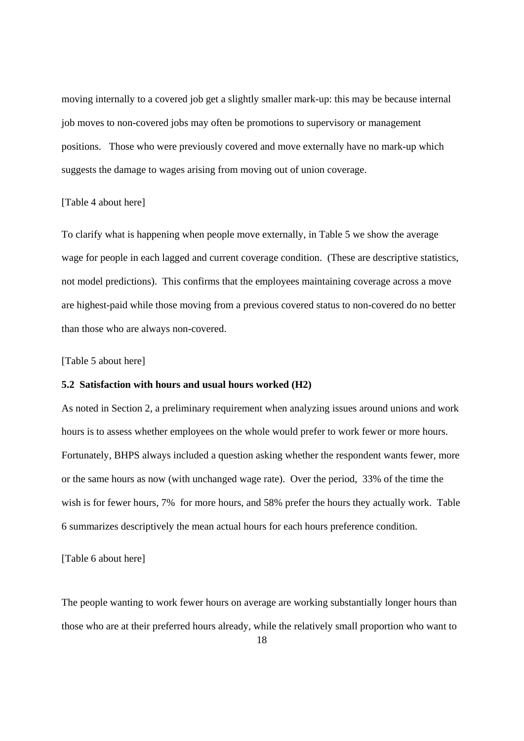moving internally to a covered job get a slightly smaller mark-up: this may be because internal job moves to non-covered jobs may often be promotions to supervisory or management positions. Those who were previously covered and move externally have no mark-up which suggests the damage to wages arising from moving out of union coverage.

[Table 4 about here]

To clarify what is happening when people move externally, in Table 5 we show the average wage for people in each lagged and current coverage condition. (These are descriptive statistics, not model predictions). This confirms that the employees maintaining coverage across a move are highest-paid while those moving from a previous covered status to non-covered do no better than those who are always non-covered.

[Table 5 about here]

### 5.2 Satisfaction with hours and usual hours worked (H2)

As noted in Section 2, a preliminary requirement when analyzing issues around unions and work hours is to assess whether employees on the whole would prefer to work fewer or more hours. Fortunately, BHPS always included a question asking whether the respondent wants fewer, more or the same hours as now (with unchanged wage rate). Over the period, 33% of the time the wish is for fewer hours, 7% for more hours, and 58% prefer the hours they actually work. Table 6 summarizes descriptively the mean actual hours for each hours preference condition.

[Table 6 about here]

The people wanting to work fewer hours on average are working substantially longer hours than those who are at their preferred hours already, while the relatively small proportion who want to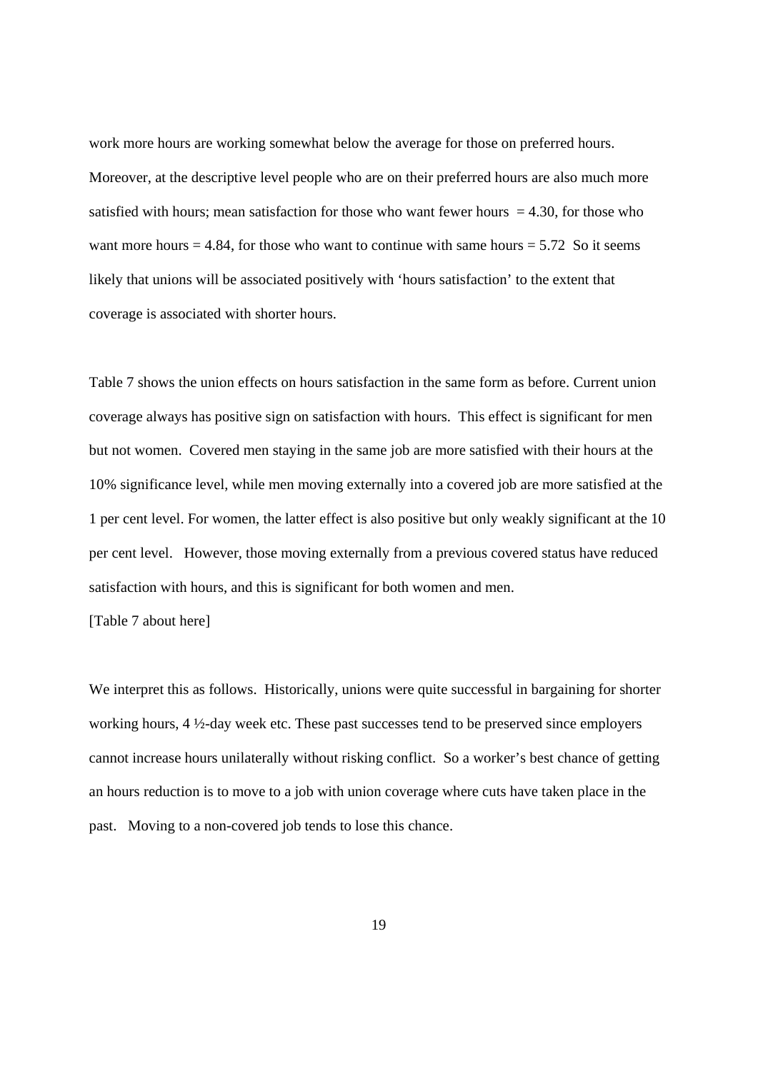work more hours are working somewhat below the average for those on preferred hours. Moreover, at the descriptive level people who are on their preferred hours are also much more satisfied with hours; mean satisfaction for those who want fewer hours = 4.30, for those who want more hours = 4.84, for those who want to continue with same hours = 5.72 So it seems likely that unions will be associated positively with 'hours satisfaction' to the extent that coverage is associated with shorter hours.

Table 7 shows the union effects on hours satisfaction in the same form as before. Current union coverage always has positive sign on satisfaction with hours. This effect is significant for men but not women. Covered men staying in the same job are more satisfied with their hours at the 10% significance level, while men moving externally into a covered job are more satisfied at the 1 per cent level. For women, the latter effect is also positive but only weakly significant at the 10 per cent level. However, those moving externally from a previous covered status have reduced satisfaction with hours, and this is significant for both women and men.

[Table 7 about here]

We interpret this as follows. Historically, unions were quite successful in bargaining for shorter working hours, 4 ½-day week etc. These past successes tend to be preserved since employers cannot increase hours unilaterally without risking conflict. So a worker's best chance of getting an hours reduction is to move to a job with union coverage where cuts have taken place in the past. Moving to a non-covered job tends to lose this chance.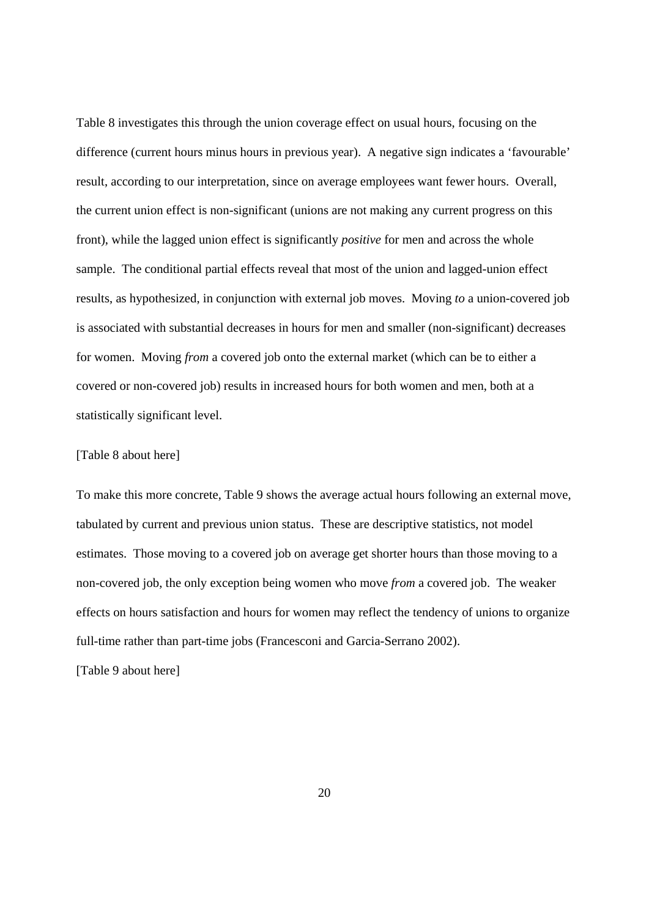Table 8 investigates this through the union coverage effect on usual hours, focusing on the difference (current hours minus hours in previous year). A negative sign indicates a 'favourable' result, according to our interpretation, since on average employees want fewer hours. Overall, the current union effect is non-significant (unions are not making any current progress on this front), while the lagged union effect is significantly *positive* for men and across the whole sample. The conditional partial effects reveal that most of the union and lagged-union effect results, as hypothesized, in conjunction with external job moves. Moving *to* a union-covered job is associated with substantial decreases in hours for men and smaller (non-significant) decreases for women. Moving *from* a covered job onto the external market (which can be to either a covered or non-covered job) results in increased hours for both women and men, both at a statistically significant level.

[Table 8 about here]

To make this more concrete, Table 9 shows the average actual hours following an external move, tabulated by current and previous union status. These are descriptive statistics, not model estimates. Those moving to a covered job on average get shorter hours than those moving to a non-covered job, the only exception being women who move *from* a covered job. The weaker effects on hours satisfaction and hours for women may reflect the tendency of unions to organize full-time rather than part-time jobs (Francesconi and Garcia-Serrano 2002).

[Table 9 about here]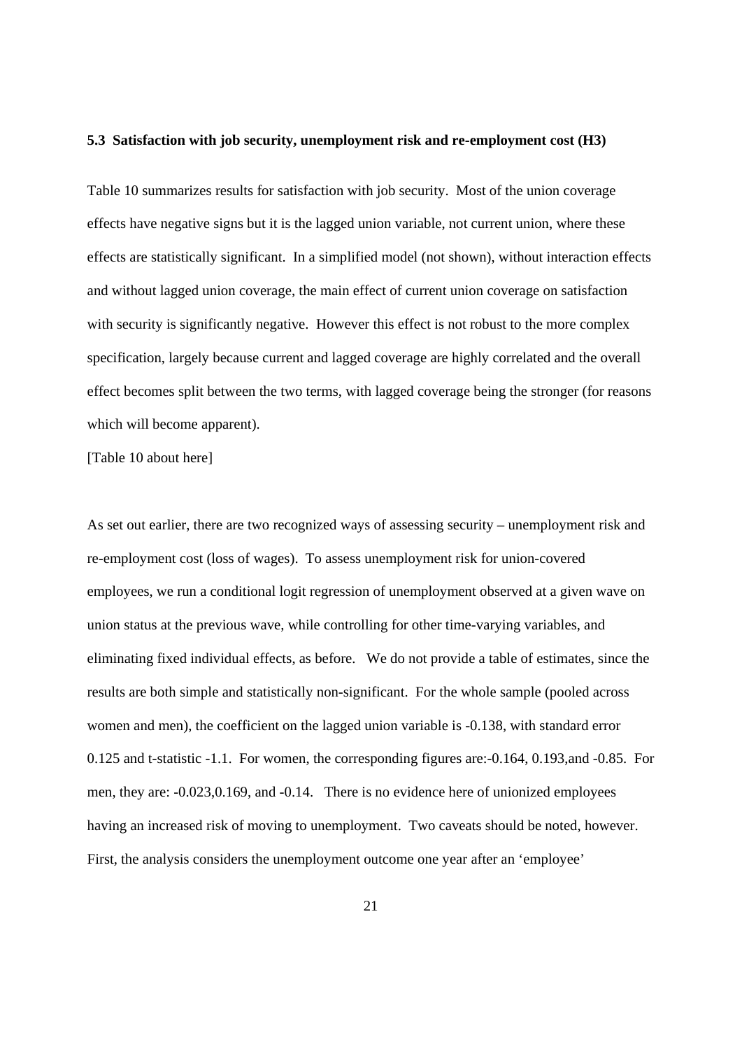### 5.3 Satisfaction with job security, unemployment risk and re-employment cost (H3)

Table 10 summarizes results for satisfaction with job security. Most of the union coverage effects have negative signs but it is the lagged union variable, not current union, where these effects are statistically significant. In a simplified model (not shown), without interaction effects and without lagged union coverage, the main effect of current union coverage on satisfaction with security is significantly negative. However this effect is not robust to the more complex specification, largely because current and lagged coverage are highly correlated and the overall effect becomes split between the two terms, with lagged coverage being the stronger (for reasons which will become apparent).

[Table 10 about here]

As set out earlier, there are two recognized ways of assessing security – unemployment risk and re-employment cost (loss of wages). To assess unemployment risk for union-covered employees, we run a conditional logit regression of unemployment observed at a given wave on union status at the previous wave, while controlling for other time-varying variables, and eliminating fixed individual effects, as before. We do not provide a table of estimates, since the results are both simple and statistically non-significant. For the whole sample (pooled across women and men), the coefficient on the lagged union variable is -0.138, with standard error 0.125 and t-statistic -1.1. For women, the corresponding figures are:-0.164, 0.193,and -0.85. For men, they are: -0.023,0.169, and -0.14. There is no evidence here of unionized employees having an increased risk of moving to unemployment. Two caveats should be noted, however. First, the analysis considers the unemployment outcome one year after an 'employee'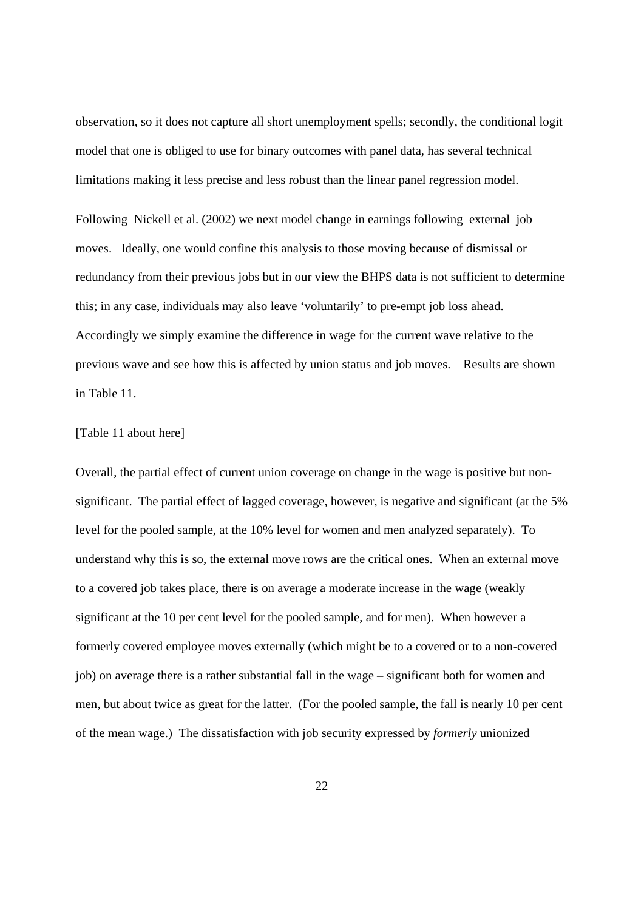observation, so it does not capture all short unemployment spells; secondly, the conditional logit model that one is obliged to use for binary outcomes with panel data, has several technical limitations making it less precise and less robust than the linear panel regression model.

Following Nickell et al. (2002) we next model change in earnings following external job moves. Ideally, one would confine this analysis to those moving because of dismissal or redundancy from their previous jobs but in our view the BHPS data is not sufficient to determine this; in any case, individuals may also leave 'voluntarily' to pre-empt job loss ahead. Accordingly we simply examine the difference in wage for the current wave relative to the previous wave and see how this is affected by union status and job moves. Results are shown in Table 11.

[Table 11 about here]

Overall, the partial effect of current union coverage on change in the wage is positive but non-significant. The partial effect of lagged coverage, however, is negative and significant (at the 5% level for the pooled sample, at the 10% level for women and men analyzed separately). To understand why this is so, the external move rows are the critical ones. When an external move to a covered job takes place, there is on average a moderate increase in the wage (weakly significant at the 10 per cent level for the pooled sample, and for men). When however a formerly covered employee moves externally (which might be to a covered or to a non-covered job) on average there is a rather substantial fall in the wage – significant both for women and men, but about twice as great for the latter. (For the pooled sample, the fall is nearly 10 per cent of the mean wage.) The dissatisfaction with job security expressed by *formerly* unionized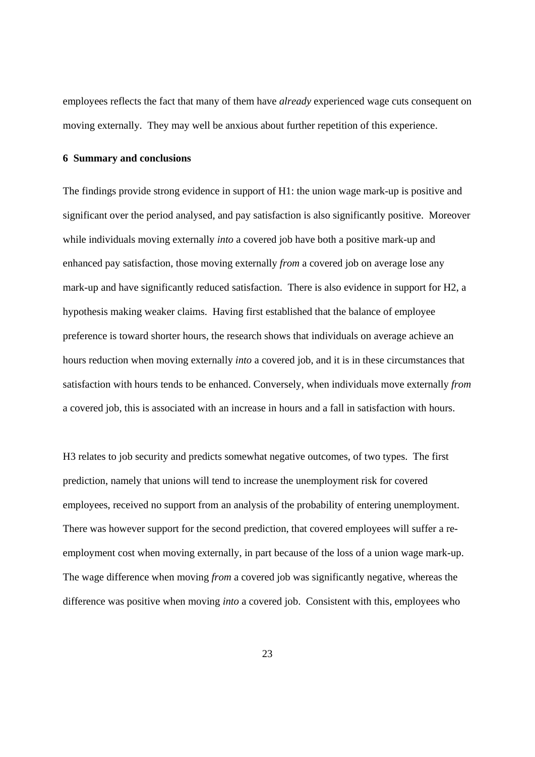employees reflects the fact that many of them have *already* experienced wage cuts consequent on moving externally. They may well be anxious about further repetition of this experience.

## 6 Summary and conclusions

The findings provide strong evidence in support of H1: the union wage mark-up is positive and significant over the period analysed, and pay satisfaction is also significantly positive. Moreover while individuals moving externally *into* a covered job have both a positive mark-up and enhanced pay satisfaction, those moving externally *from* a covered job on average lose any mark-up and have significantly reduced satisfaction. There is also evidence in support for H2, a hypothesis making weaker claims. Having first established that the balance of employee preference is toward shorter hours, the research shows that individuals on average achieve an hours reduction when moving externally *into* a covered job, and it is in these circumstances that satisfaction with hours tends to be enhanced. Conversely, when individuals move externally *from* a covered job, this is associated with an increase in hours and a fall in satisfaction with hours.

H3 relates to job security and predicts somewhat negative outcomes, of two types. The first prediction, namely that unions will tend to increase the unemployment risk for covered employees, received no support from an analysis of the probability of entering unemployment. There was however support for the second prediction, that covered employees will suffer a re-employment cost when moving externally, in part because of the loss of a union wage mark-up. The wage difference when moving *from* a covered job was significantly negative, whereas the difference was positive when moving *into* a covered job. Consistent with this, employees who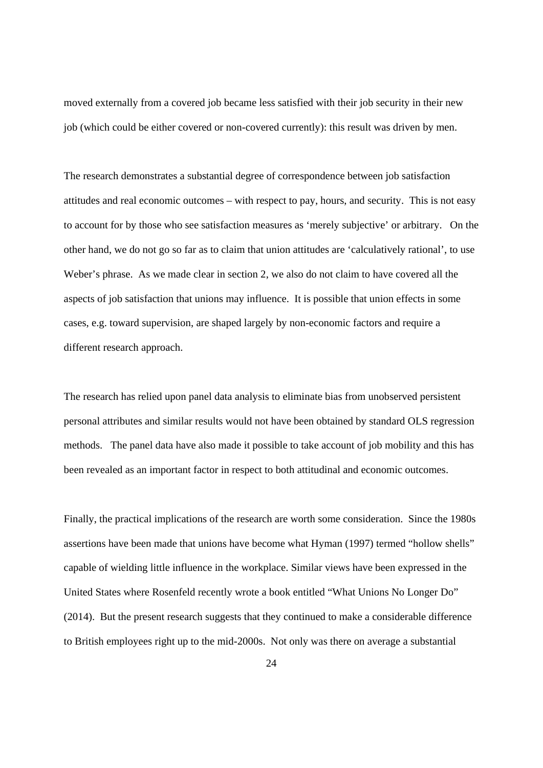moved externally from a covered job became less satisfied with their job security in their new job (which could be either covered or non-covered currently): this result was driven by men.

The research demonstrates a substantial degree of correspondence between job satisfaction attitudes and real economic outcomes – with respect to pay, hours, and security. This is not easy to account for by those who see satisfaction measures as 'merely subjective' or arbitrary. On the other hand, we do not go so far as to claim that union attitudes are 'calculatively rational', to use Weber's phrase. As we made clear in section 2, we also do not claim to have covered all the aspects of job satisfaction that unions may influence. It is possible that union effects in some cases, e.g. toward supervision, are shaped largely by non-economic factors and require a different research approach.

The research has relied upon panel data analysis to eliminate bias from unobserved persistent personal attributes and similar results would not have been obtained by standard OLS regression methods. The panel data have also made it possible to take account of job mobility and this has been revealed as an important factor in respect to both attitudinal and economic outcomes.

Finally, the practical implications of the research are worth some consideration. Since the 1980s assertions have been made that unions have become what Hyman (1997) termed "hollow shells" capable of wielding little influence in the workplace. Similar views have been expressed in the United States where Rosenfeld recently wrote a book entitled "What Unions No Longer Do" (2014). But the present research suggests that they continued to make a considerable difference to British employees right up to the mid-2000s. Not only was there on average a substantial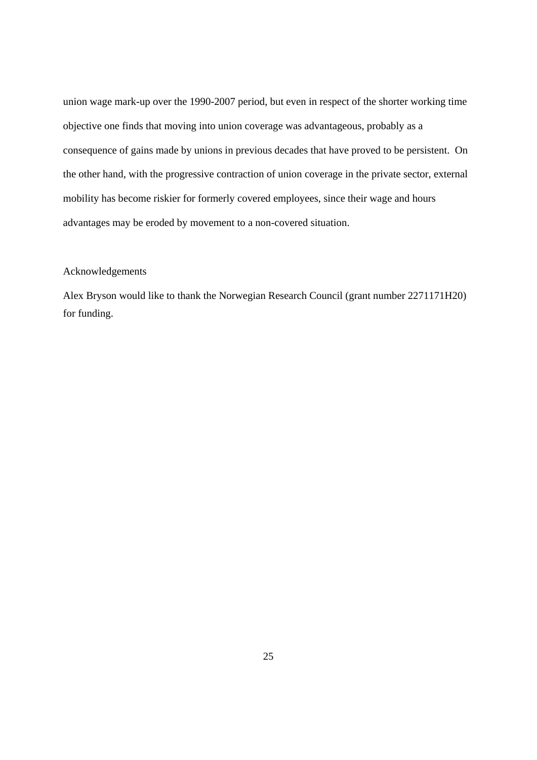union wage mark-up over the 1990-2007 period, but even in respect of the shorter working time objective one finds that moving into union coverage was advantageous, probably as a consequence of gains made by unions in previous decades that have proved to be persistent. On the other hand, with the progressive contraction of union coverage in the private sector, external mobility has become riskier for formerly covered employees, since their wage and hours advantages may be eroded by movement to a non-covered situation.

## Acknowledgements

Alex Bryson would like to thank the Norwegian Research Council (grant number 2271171H20) for funding.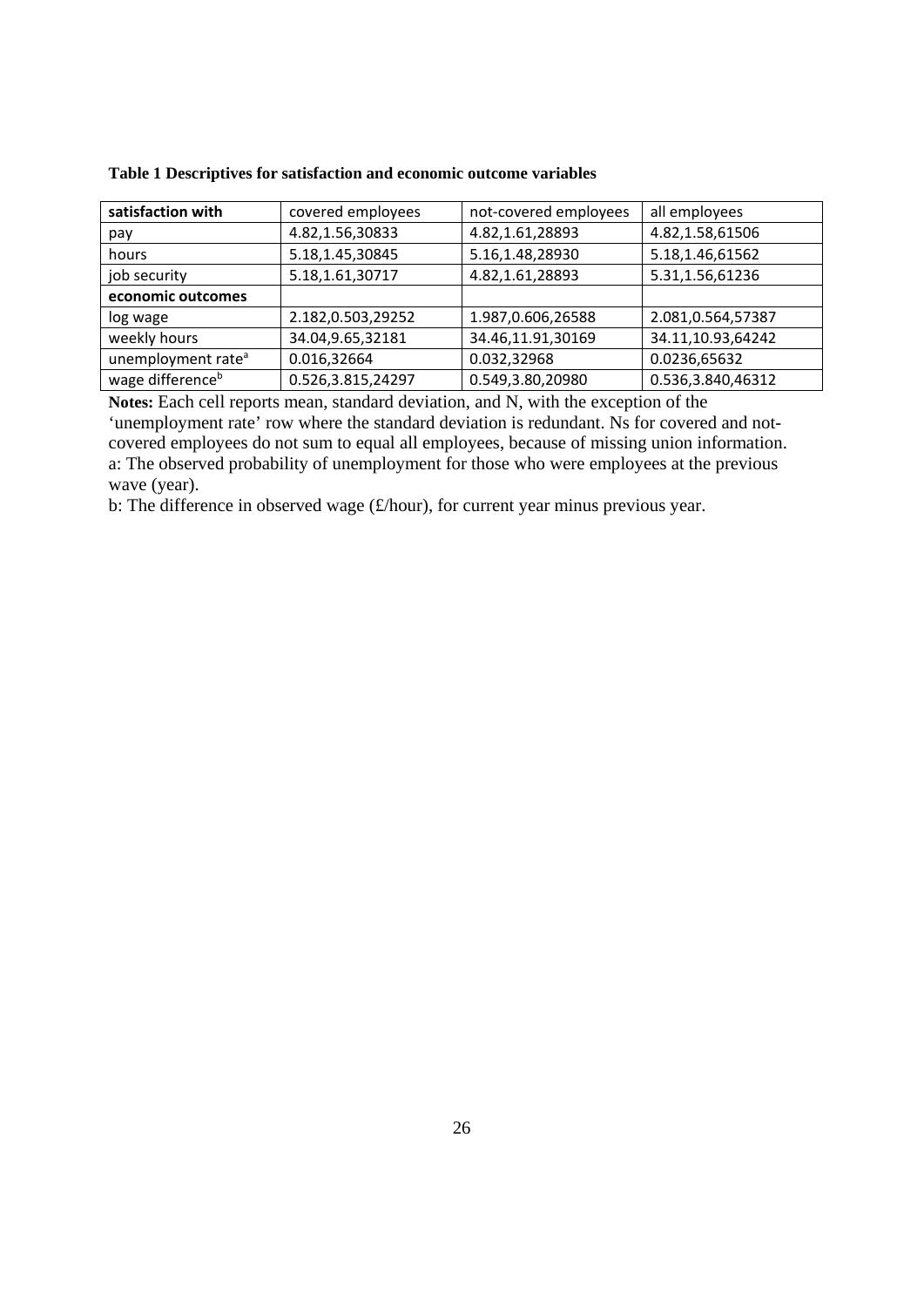**Table 1 Descriptives for satisfaction and economic outcome variables**

| **satisfaction with** | covered employees | not-covered employees | all employees |
|---|---|---|---|
| pay | 4.82,1.56,30833 | 4.82,1.61,28893 | 4.82,1.58,61506 |
| hours | 5.18,1.45,30845 | 5.16,1.48,28930 | 5.18,1.46,61562 |
| job security | 5.18,1.61,30717 | 4.82,1.61,28893 | 5.31,1.56,61236 |
| **economic outcomes** | | | |
| log wage | 2.182,0.503,29252 | 1.987,0.606,26588 | 2.081,0.564,57387 |
| weekly hours | 34.04,9.65,32181 | 34.46,11.91,30169 | 34.11,10.93,64242 |
| unemployment rate[a] | 0.016,32664 | 0.032,32968 | 0.0236,65632 |
| wage difference[b] | 0.526,3.815,24297 | 0.549,3.80,20980 | 0.536,3.840,46312 |

**Notes:** Each cell reports mean, standard deviation, and N, with the exception of the 'unemployment rate' row where the standard deviation is redundant. Ns for covered and not-covered employees do not sum to equal all employees, because of missing union information.
a: The observed probability of unemployment for those who were employees at the previous wave (year).
b: The difference in observed wage (£/hour), for current year minus previous year.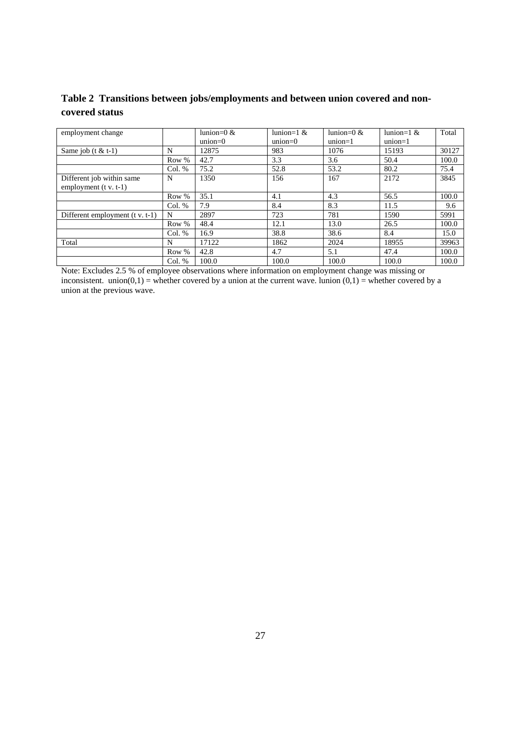**Table 2 Transitions between jobs/employments and between union covered and non-covered status**

| employment change | | lunion=0 & union=0 | lunion=1 & union=0 | lunion=0 & union=1 | lunion=1 & union=1 | Total |
|---|---|---|---|---|---|---|
| Same job (t & t-1) | N | 12875 | 983 | 1076 | 15193 | 30127 |
| | Row % | 42.7 | 3.3 | 3.6 | 50.4 | 100.0 |
| | Col. % | 75.2 | 52.8 | 53.2 | 80.2 | 75.4 |
| Different job within same employment (t v. t-1) | N | 1350 | 156 | 167 | 2172 | 3845 |
| | Row % | 35.1 | 4.1 | 4.3 | 56.5 | 100.0 |
| | Col. % | 7.9 | 8.4 | 8.3 | 11.5 | 9.6 |
| Different employment (t v. t-1) | N | 2897 | 723 | 781 | 1590 | 5991 |
| | Row % | 48.4 | 12.1 | 13.0 | 26.5 | 100.0 |
| | Col. % | 16.9 | 38.8 | 38.6 | 8.4 | 15.0 |
| Total | N | 17122 | 1862 | 2024 | 18955 | 39963 |
| | Row % | 42.8 | 4.7 | 5.1 | 47.4 | 100.0 |
| | Col. % | 100.0 | 100.0 | 100.0 | 100.0 | 100.0 |

Note: Excludes 2.5 % of employee observations where information on employment change was missing or inconsistent. union(0,1) = whether covered by a union at the current wave. lunion (0,1) = whether covered by a union at the previous wave.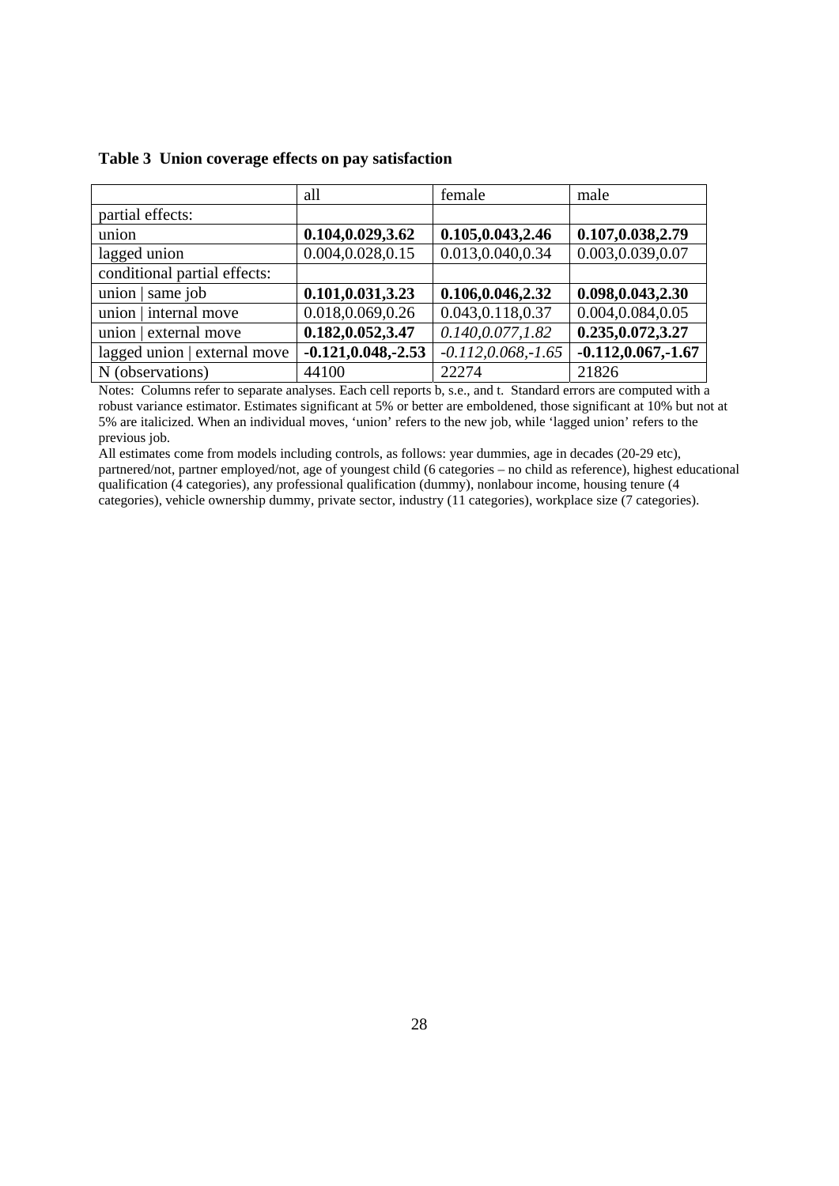**Table 3 Union coverage effects on pay satisfaction**

| | all | female | male |
|---|---|---|---|
| partial effects: | | | |
| union | **0.104,0.029,3.62** | **0.105,0.043,2.46** | **0.107,0.038,2.79** |
| lagged union | 0.004,0.028,0.15 | 0.013,0.040,0.34 | 0.003,0.039,0.07 |
| conditional partial effects: | | | |
| union \| same job | **0.101,0.031,3.23** | **0.106,0.046,2.32** | **0.098,0.043,2.30** |
| union \| internal move | 0.018,0.069,0.26 | 0.043,0.118,0.37 | 0.004,0.084,0.05 |
| union \| external move | **0.182,0.052,3.47** | *0.140,0.077,1.82* | **0.235,0.072,3.27** |
| lagged union \| external move | **-0.121,0.048,-2.53** | *-0.112,0.068,-1.65* | **-0.112,0.067,-1.67** |
| N (observations) | 44100 | 22274 | 21826 |

Notes: Columns refer to separate analyses. Each cell reports b, s.e., and t. Standard errors are computed with a robust variance estimator. Estimates significant at 5% or better are emboldened, those significant at 10% but not at 5% are italicized. When an individual moves, 'union' refers to the new job, while 'lagged union' refers to the previous job.

All estimates come from models including controls, as follows: year dummies, age in decades (20-29 etc), partnered/not, partner employed/not, age of youngest child (6 categories – no child as reference), highest educational qualification (4 categories), any professional qualification (dummy), nonlabour income, housing tenure (4 categories), vehicle ownership dummy, private sector, industry (11 categories), workplace size (7 categories).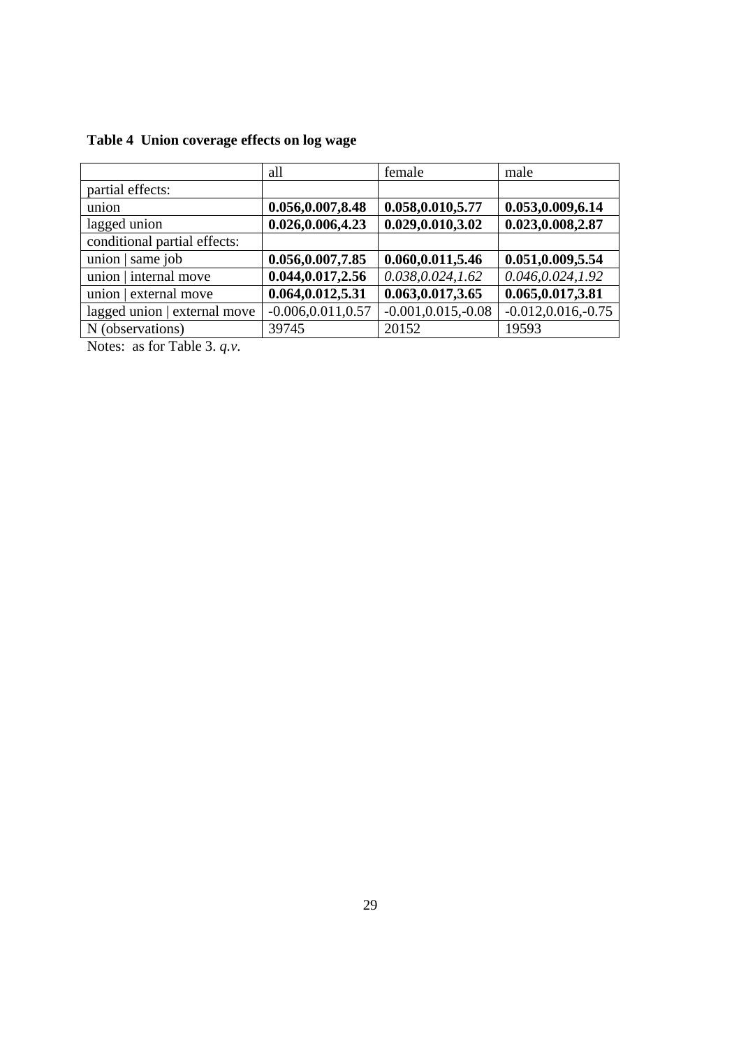**Table 4 Union coverage effects on log wage**

| | all | female | male |
|---|---|---|---|
| partial effects: | | | |
| union | **0.056,0.007,8.48** | **0.058,0.010,5.77** | **0.053,0.009,6.14** |
| lagged union | **0.026,0.006,4.23** | **0.029,0.010,3.02** | **0.023,0.008,2.87** |
| conditional partial effects: | | | |
| union \| same job | **0.056,0.007,7.85** | **0.060,0.011,5.46** | **0.051,0.009,5.54** |
| union \| internal move | **0.044,0.017,2.56** | *0.038,0.024,1.62* | *0.046,0.024,1.92* |
| union \| external move | **0.064,0.012,5.31** | **0.063,0.017,3.65** | **0.065,0.017,3.81** |
| lagged union \| external move | -0.006,0.011,0.57 | -0.001,0.015,-0.08 | -0.012,0.016,-0.75 |
| N (observations) | 39745 | 20152 | 19593 |

Notes: as for Table 3. *q.v.*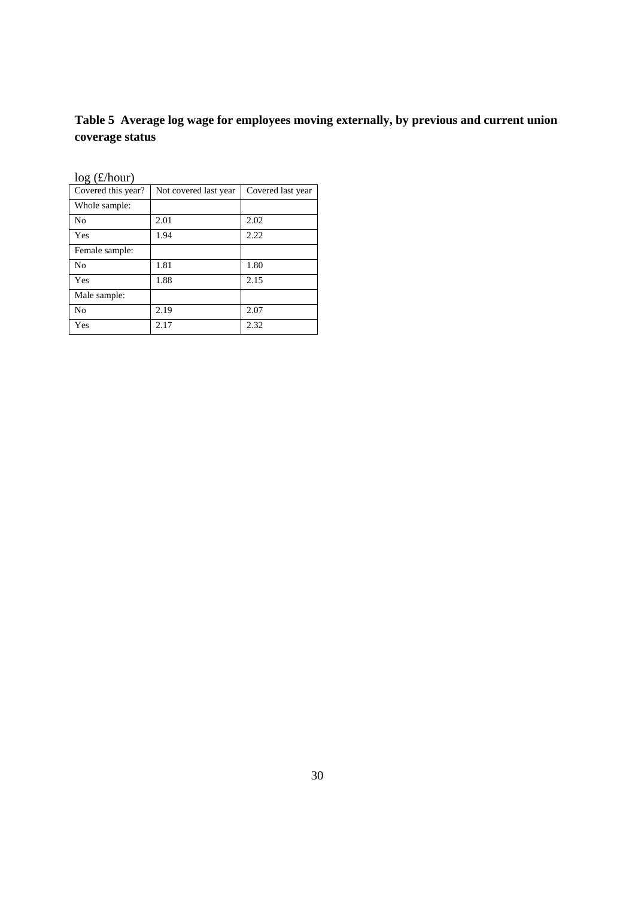**Table 5 Average log wage for employees moving externally, by previous and current union coverage status**

log (£/hour)

| Covered this year? | Not covered last year | Covered last year |
|---|---|---|
| Whole sample: | | |
| No | 2.01 | 2.02 |
| Yes | 1.94 | 2.22 |
| Female sample: | | |
| No | 1.81 | 1.80 |
| Yes | 1.88 | 2.15 |
| Male sample: | | |
| No | 2.19 | 2.07 |
| Yes | 2.17 | 2.32 |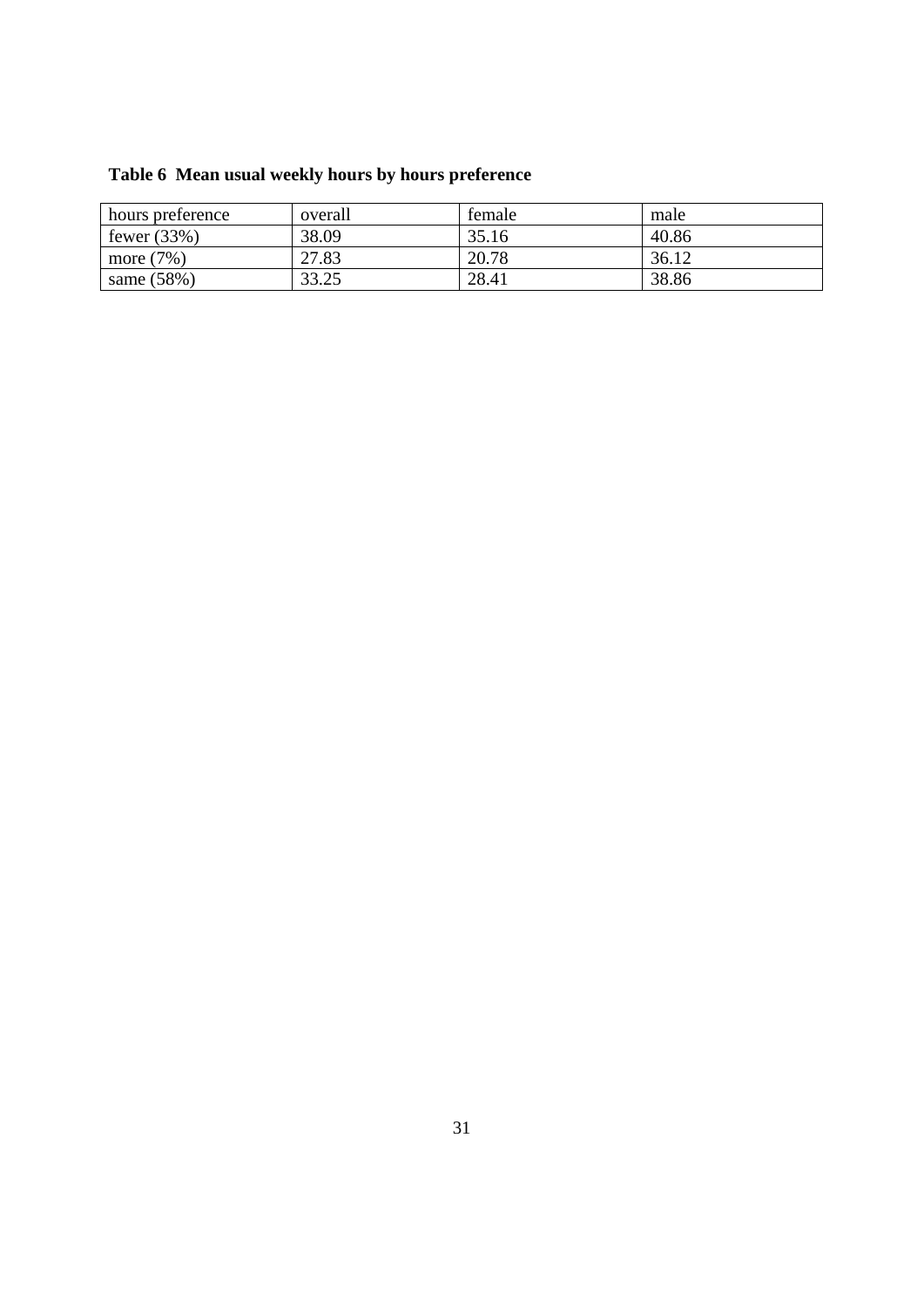**Table 6 Mean usual weekly hours by hours preference**

| hours preference | overall | female | male |
|---|---|---|---|
| fewer (33%) | 38.09 | 35.16 | 40.86 |
| more (7%) | 27.83 | 20.78 | 36.12 |
| same (58%) | 33.25 | 28.41 | 38.86 |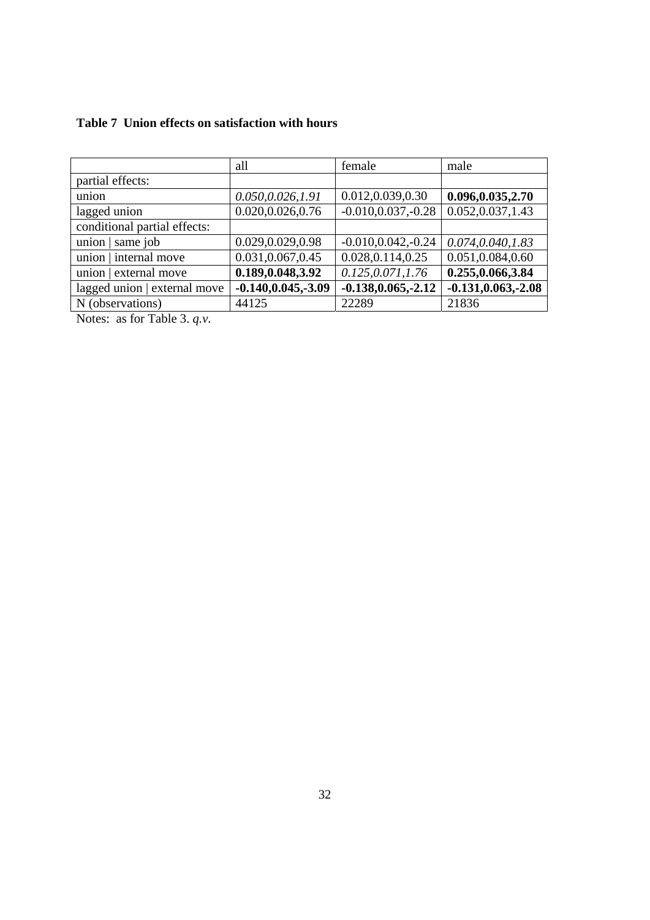**Table 7 Union effects on satisfaction with hours**

| | all | female | male |
|---|---|---|---|
| partial effects: | | | |
| union | *0.050,0.026,1.91* | 0.012,0.039,0.30 | **0.096,0.035,2.70** |
| lagged union | 0.020,0.026,0.76 | -0.010,0.037,-0.28 | 0.052,0.037,1.43 |
| conditional partial effects: | | | |
| union \| same job | 0.029,0.029,0.98 | -0.010,0.042,-0.24 | *0.074,0.040,1.83* |
| union \| internal move | 0.031,0.067,0.45 | 0.028,0.114,0.25 | 0.051,0.084,0.60 |
| union \| external move | **0.189,0.048,3.92** | *0.125,0.071,1.76* | **0.255,0.066,3.84** |
| lagged union \| external move | **-0.140,0.045,-3.09** | **-0.138,0.065,-2.12** | **-0.131,0.063,-2.08** |
| N (observations) | 44125 | 22289 | 21836 |

Notes: as for Table 3. *q.v.*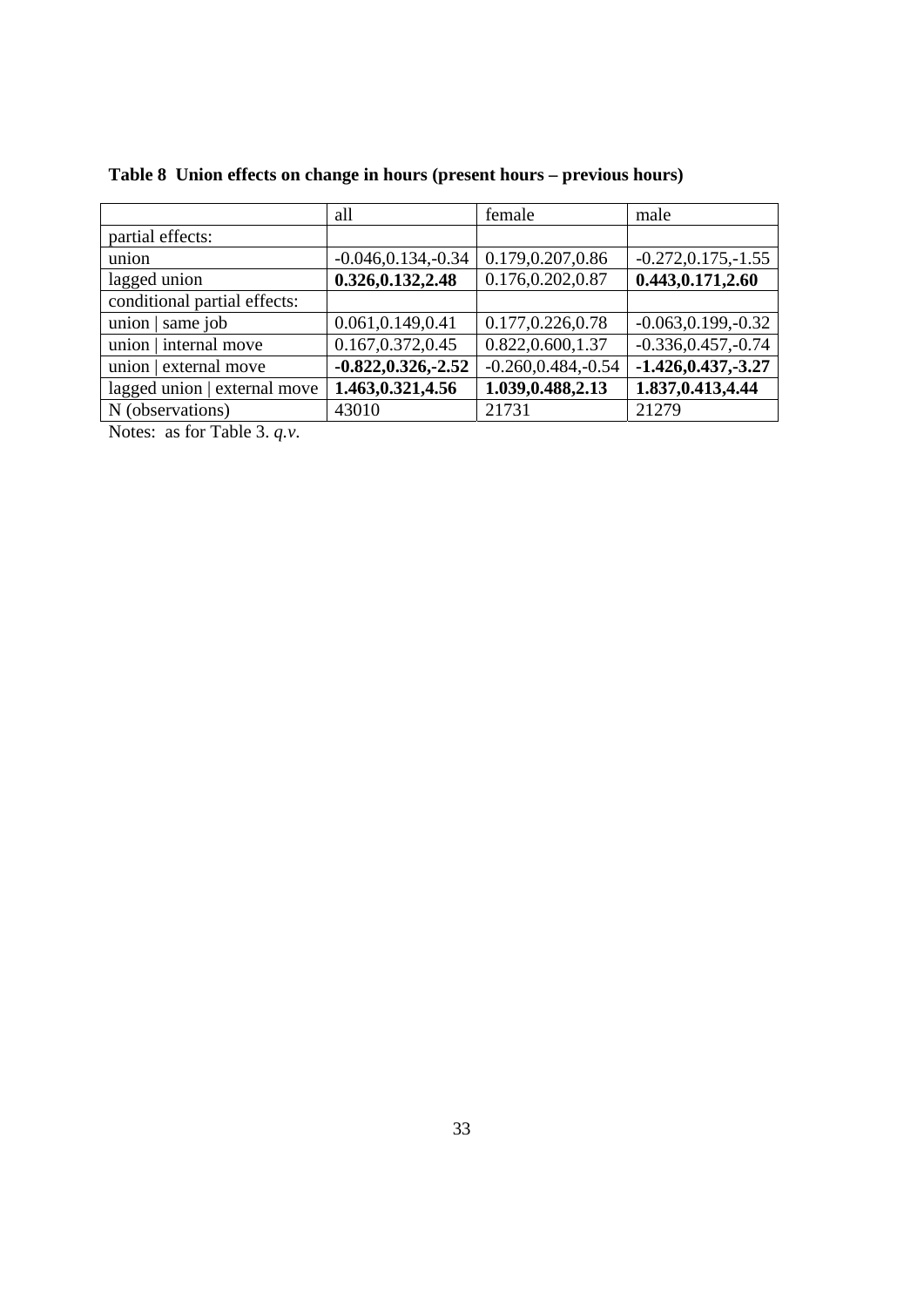**Table 8 Union effects on change in hours (present hours – previous hours)**

| | all | female | male |
|---|---|---|---|
| partial effects: | | | |
| union | -0.046,0.134,-0.34 | 0.179,0.207,0.86 | -0.272,0.175,-1.55 |
| lagged union | **0.326,0.132,2.48** | 0.176,0.202,0.87 | **0.443,0.171,2.60** |
| conditional partial effects: | | | |
| union \| same job | 0.061,0.149,0.41 | 0.177,0.226,0.78 | -0.063,0.199,-0.32 |
| union \| internal move | 0.167,0.372,0.45 | 0.822,0.600,1.37 | -0.336,0.457,-0.74 |
| union \| external move | **-0.822,0.326,-2.52** | -0.260,0.484,-0.54 | **-1.426,0.437,-3.27** |
| lagged union \| external move | **1.463,0.321,4.56** | **1.039,0.488,2.13** | **1.837,0.413,4.44** |
| N (observations) | 43010 | 21731 | 21279 |

Notes: as for Table 3. *q.v.*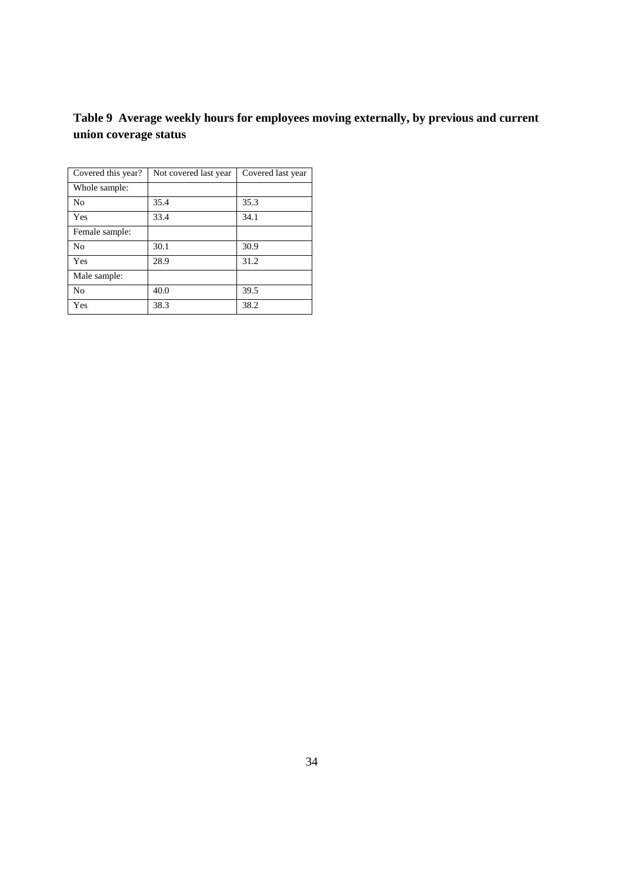**Table 9 Average weekly hours for employees moving externally, by previous and current union coverage status**

| Covered this year? | Not covered last year | Covered last year |
|---|---|---|
| Whole sample: | | |
| No | 35.4 | 35.3 |
| Yes | 33.4 | 34.1 |
| Female sample: | | |
| No | 30.1 | 30.9 |
| Yes | 28.9 | 31.2 |
| Male sample: | | |
| No | 40.0 | 39.5 |
| Yes | 38.3 | 38.2 |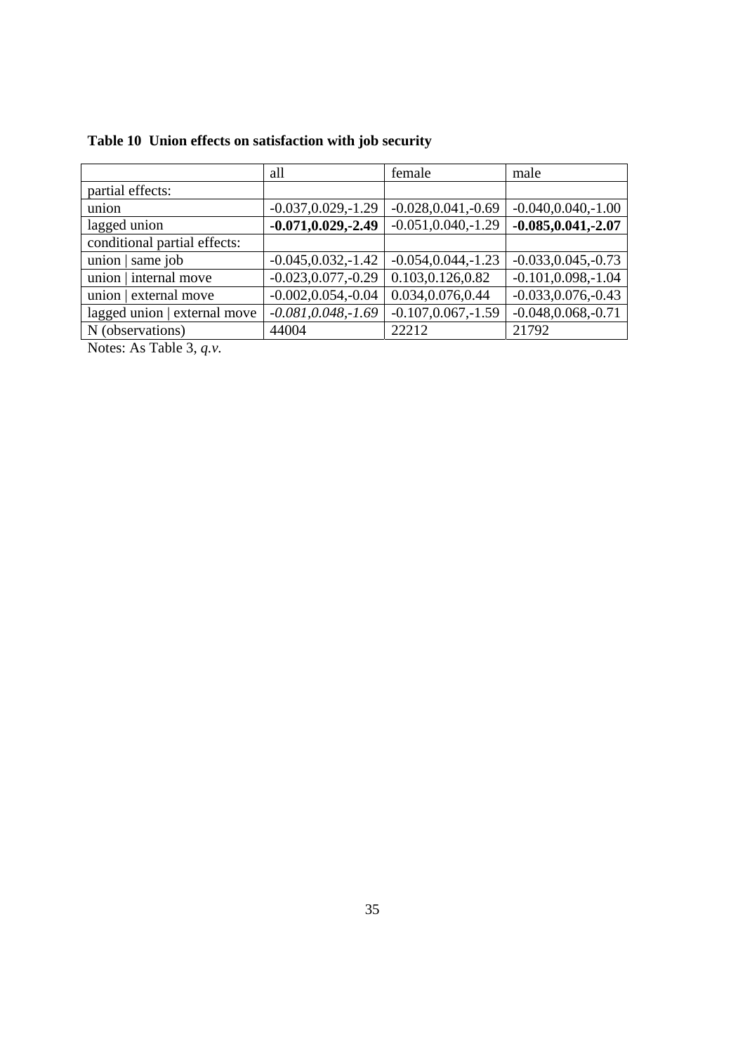**Table 10 Union effects on satisfaction with job security**

| | all | female | male |
|---|---|---|---|
| partial effects: | | | |
| union | -0.037,0.029,-1.29 | -0.028,0.041,-0.69 | -0.040,0.040,-1.00 |
| lagged union | **-0.071,0.029,-2.49** | -0.051,0.040,-1.29 | **-0.085,0.041,-2.07** |
| conditional partial effects: | | | |
| union \| same job | -0.045,0.032,-1.42 | -0.054,0.044,-1.23 | -0.033,0.045,-0.73 |
| union \| internal move | -0.023,0.077,-0.29 | 0.103,0.126,0.82 | -0.101,0.098,-1.04 |
| union \| external move | -0.002,0.054,-0.04 | 0.034,0.076,0.44 | -0.033,0.076,-0.43 |
| lagged union \| external move | *-0.081,0.048,-1.69* | -0.107,0.067,-1.59 | -0.048,0.068,-0.71 |
| N (observations) | 44004 | 22212 | 21792 |

Notes: As Table 3, *q.v.*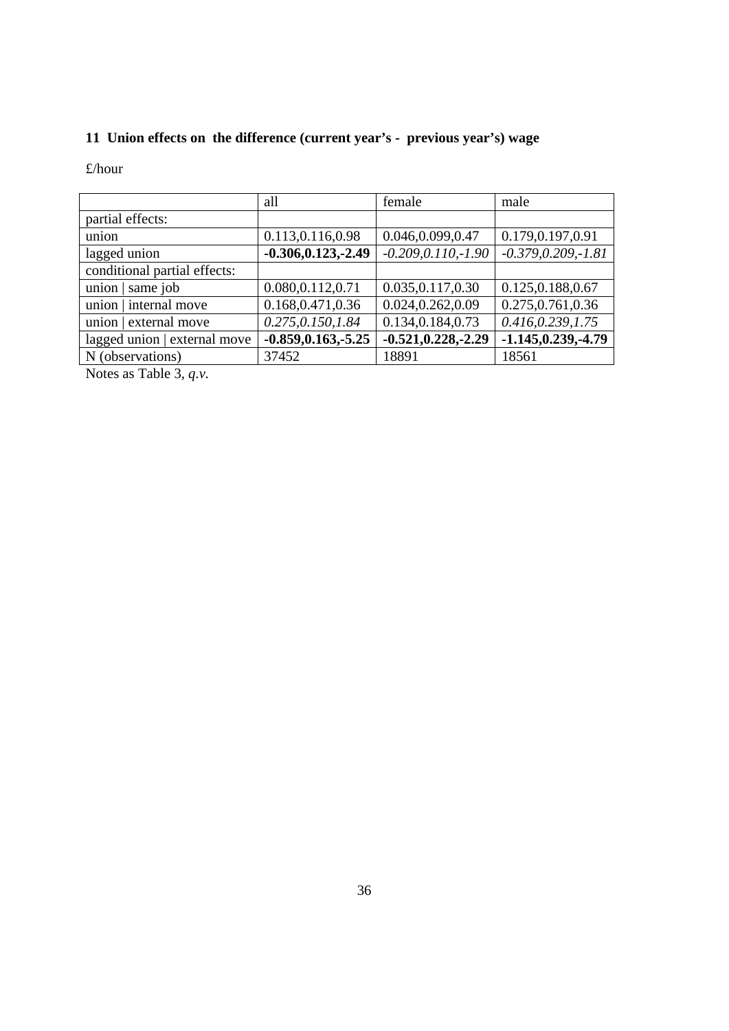## 11 Union effects on the difference (current year's - previous year's) wage

£/hour

| | all | female | male |
|---|---|---|---|
| partial effects: | | | |
| union | 0.113,0.116,0.98 | 0.046,0.099,0.47 | 0.179,0.197,0.91 |
| lagged union | **-0.306,0.123,-2.49** | *-0.209,0.110,-1.90* | *-0.379,0.209,-1.81* |
| conditional partial effects: | | | |
| union \| same job | 0.080,0.112,0.71 | 0.035,0.117,0.30 | 0.125,0.188,0.67 |
| union \| internal move | 0.168,0.471,0.36 | 0.024,0.262,0.09 | 0.275,0.761,0.36 |
| union \| external move | *0.275,0.150,1.84* | 0.134,0.184,0.73 | *0.416,0.239,1.75* |
| lagged union \| external move | **-0.859,0.163,-5.25** | **-0.521,0.228,-2.29** | **-1.145,0.239,-4.79** |
| N (observations) | 37452 | 18891 | 18561 |

Notes as Table 3, *q.v.*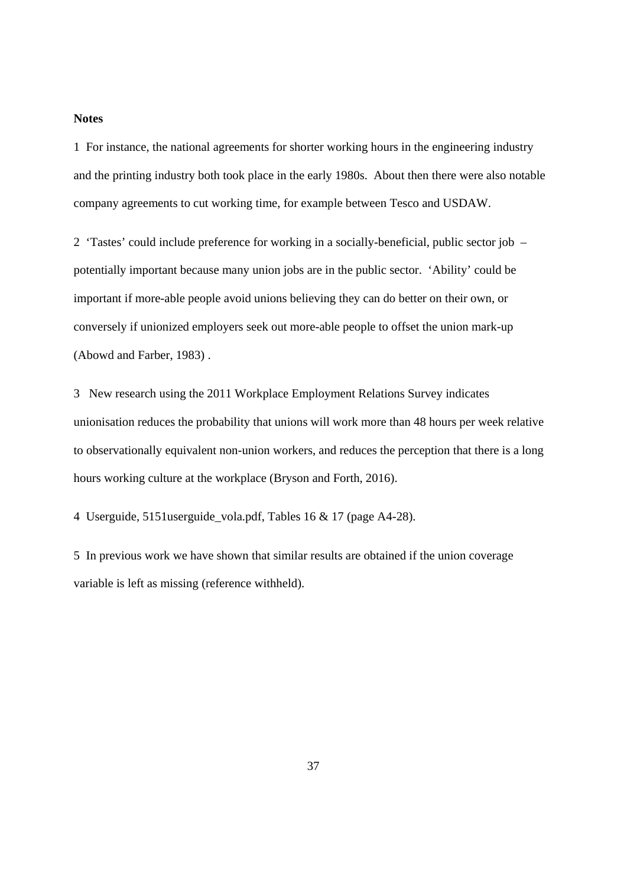**Notes**

1 For instance, the national agreements for shorter working hours in the engineering industry and the printing industry both took place in the early 1980s. About then there were also notable company agreements to cut working time, for example between Tesco and USDAW.

2 'Tastes' could include preference for working in a socially-beneficial, public sector job – potentially important because many union jobs are in the public sector. 'Ability' could be important if more-able people avoid unions believing they can do better on their own, or conversely if unionized employers seek out more-able people to offset the union mark-up (Abowd and Farber, 1983) .

3 New research using the 2011 Workplace Employment Relations Survey indicates unionisation reduces the probability that unions will work more than 48 hours per week relative to observationally equivalent non-union workers, and reduces the perception that there is a long hours working culture at the workplace (Bryson and Forth, 2016).

4 Userguide, 5151userguide_vola.pdf, Tables 16 & 17 (page A4-28).

5 In previous work we have shown that similar results are obtained if the union coverage variable is left as missing (reference withheld).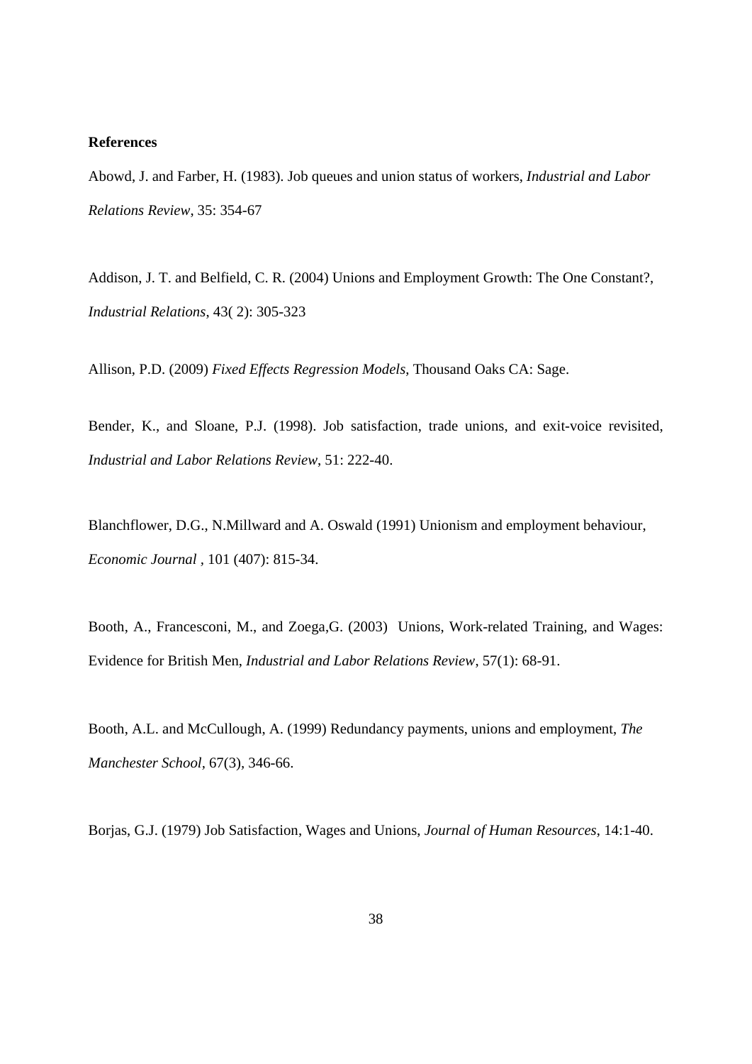**References**

Abowd, J. and Farber, H. (1983). Job queues and union status of workers, *Industrial and Labor Relations Review*, 35: 354-67

Addison, J. T. and Belfield, C. R. (2004) Unions and Employment Growth: The One Constant?, *Industrial Relations*, 43( 2): 305-323

Allison, P.D. (2009) *Fixed Effects Regression Models*, Thousand Oaks CA: Sage.

Bender, K., and Sloane, P.J. (1998). Job satisfaction, trade unions, and exit-voice revisited, *Industrial and Labor Relations Review*, 51: 222-40.

Blanchflower, D.G., N.Millward and A. Oswald (1991) Unionism and employment behaviour, *Economic Journal* , 101 (407): 815-34.

Booth, A., Francesconi, M., and Zoega,G. (2003) Unions, Work-related Training, and Wages: Evidence for British Men, *Industrial and Labor Relations Review*, 57(1): 68-91.

Booth, A.L. and McCullough, A. (1999) Redundancy payments, unions and employment, *The Manchester School*, 67(3), 346-66.

Borjas, G.J. (1979) Job Satisfaction, Wages and Unions, *Journal of Human Resources*, 14:1-40.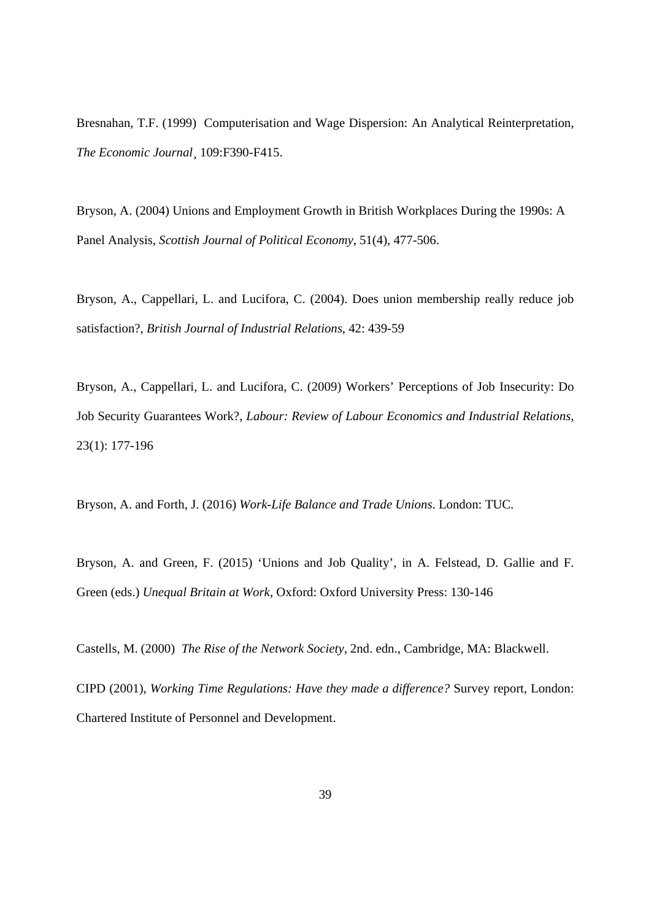Bresnahan, T.F. (1999) Computerisation and Wage Dispersion: An Analytical Reinterpretation, *The Economic Journal*¸ 109:F390-F415.

Bryson, A. (2004) Unions and Employment Growth in British Workplaces During the 1990s: A Panel Analysis, *Scottish Journal of Political Economy*, 51(4), 477-506.

Bryson, A., Cappellari, L. and Lucifora, C. (2004). Does union membership really reduce job satisfaction?, *British Journal of Industrial Relations*, 42: 439-59

Bryson, A., Cappellari, L. and Lucifora, C. (2009) Workers' Perceptions of Job Insecurity: Do Job Security Guarantees Work?, *Labour: Review of Labour Economics and Industrial Relations*, 23(1): 177-196

Bryson, A. and Forth, J. (2016) *Work-Life Balance and Trade Unions*. London: TUC.

Bryson, A. and Green, F. (2015) 'Unions and Job Quality', in A. Felstead, D. Gallie and F. Green (eds.) *Unequal Britain at Work*, Oxford: Oxford University Press: 130-146

Castells, M. (2000) *The Rise of the Network Society*, 2nd. edn., Cambridge, MA: Blackwell.

CIPD (2001), *Working Time Regulations: Have they made a difference?* Survey report, London: Chartered Institute of Personnel and Development.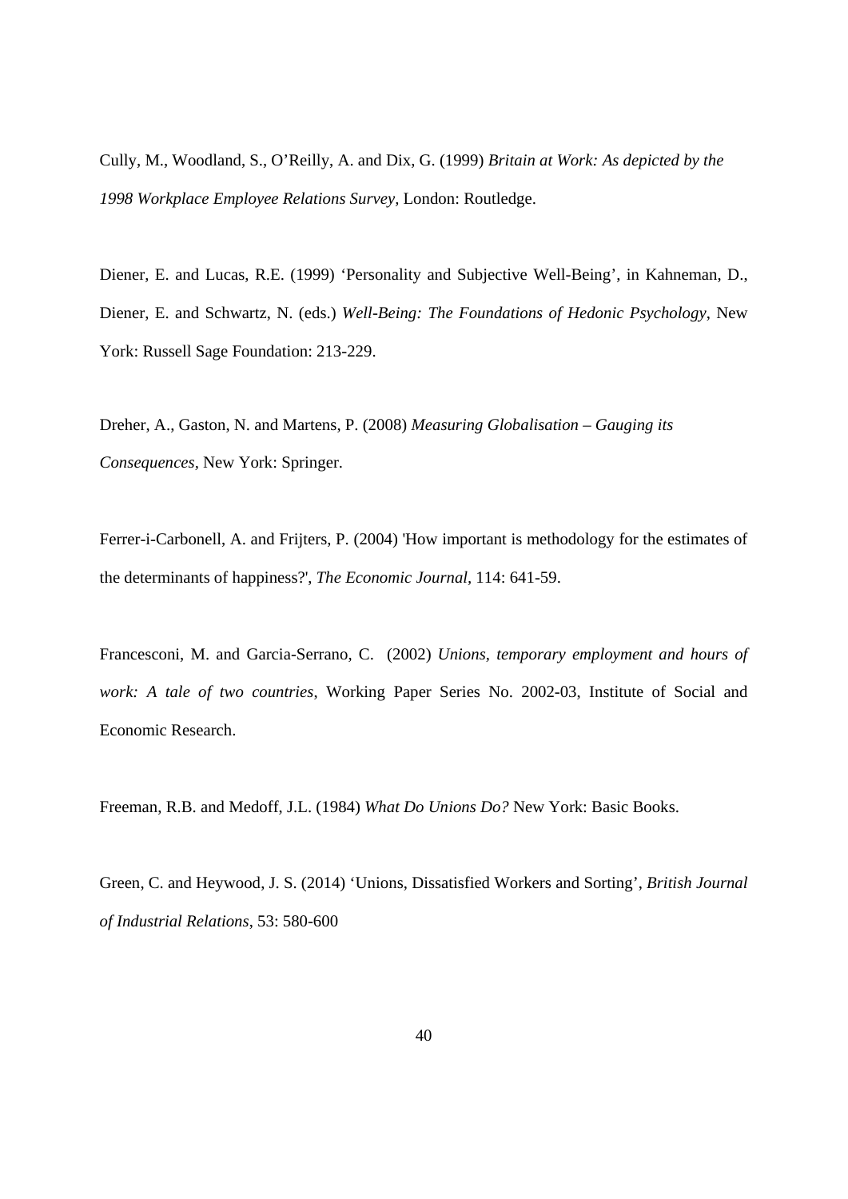Cully, M., Woodland, S., O'Reilly, A. and Dix, G. (1999) *Britain at Work: As depicted by the 1998 Workplace Employee Relations Survey,* London: Routledge.

Diener, E. and Lucas, R.E. (1999) 'Personality and Subjective Well-Being', in Kahneman, D., Diener, E. and Schwartz, N. (eds.) *Well-Being: The Foundations of Hedonic Psychology*, New York: Russell Sage Foundation: 213-229.

Dreher, A., Gaston, N. and Martens, P. (2008) *Measuring Globalisation – Gauging its Consequences*, New York: Springer.

Ferrer-i-Carbonell, A. and Frijters, P. (2004) 'How important is methodology for the estimates of the determinants of happiness?', *The Economic Journal*, 114: 641-59.

Francesconi, M. and Garcia-Serrano, C. (2002) *Unions, temporary employment and hours of work: A tale of two countries*, Working Paper Series No. 2002-03, Institute of Social and Economic Research.

Freeman, R.B. and Medoff, J.L. (1984) *What Do Unions Do?* New York: Basic Books.

Green, C. and Heywood, J. S. (2014) 'Unions, Dissatisfied Workers and Sorting', *British Journal of Industrial Relations*, 53: 580-600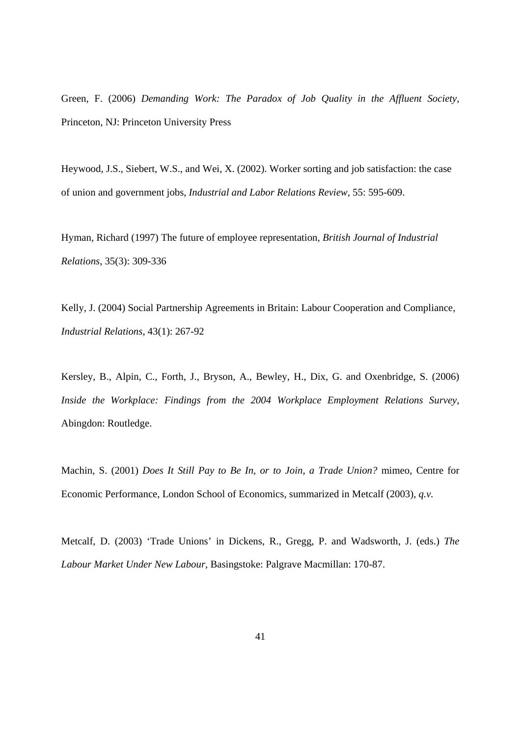Green, F. (2006) *Demanding Work: The Paradox of Job Quality in the Affluent Society*, Princeton, NJ: Princeton University Press

Heywood, J.S., Siebert, W.S., and Wei, X. (2002). Worker sorting and job satisfaction: the case of union and government jobs, *Industrial and Labor Relations Review*, 55: 595-609.

Hyman, Richard (1997) The future of employee representation, *British Journal of Industrial Relations*, 35(3): 309-336

Kelly, J. (2004) Social Partnership Agreements in Britain: Labour Cooperation and Compliance, *Industrial Relations*, 43(1): 267-92

Kersley, B., Alpin, C., Forth, J., Bryson, A., Bewley, H., Dix, G. and Oxenbridge, S. (2006) *Inside the Workplace: Findings from the 2004 Workplace Employment Relations Survey*, Abingdon: Routledge.

Machin, S. (2001) *Does It Still Pay to Be In, or to Join, a Trade Union?* mimeo, Centre for Economic Performance, London School of Economics, summarized in Metcalf (2003), *q.v.*

Metcalf, D. (2003) 'Trade Unions' in Dickens, R., Gregg, P. and Wadsworth, J. (eds.) *The Labour Market Under New Labour*, Basingstoke: Palgrave Macmillan: 170-87.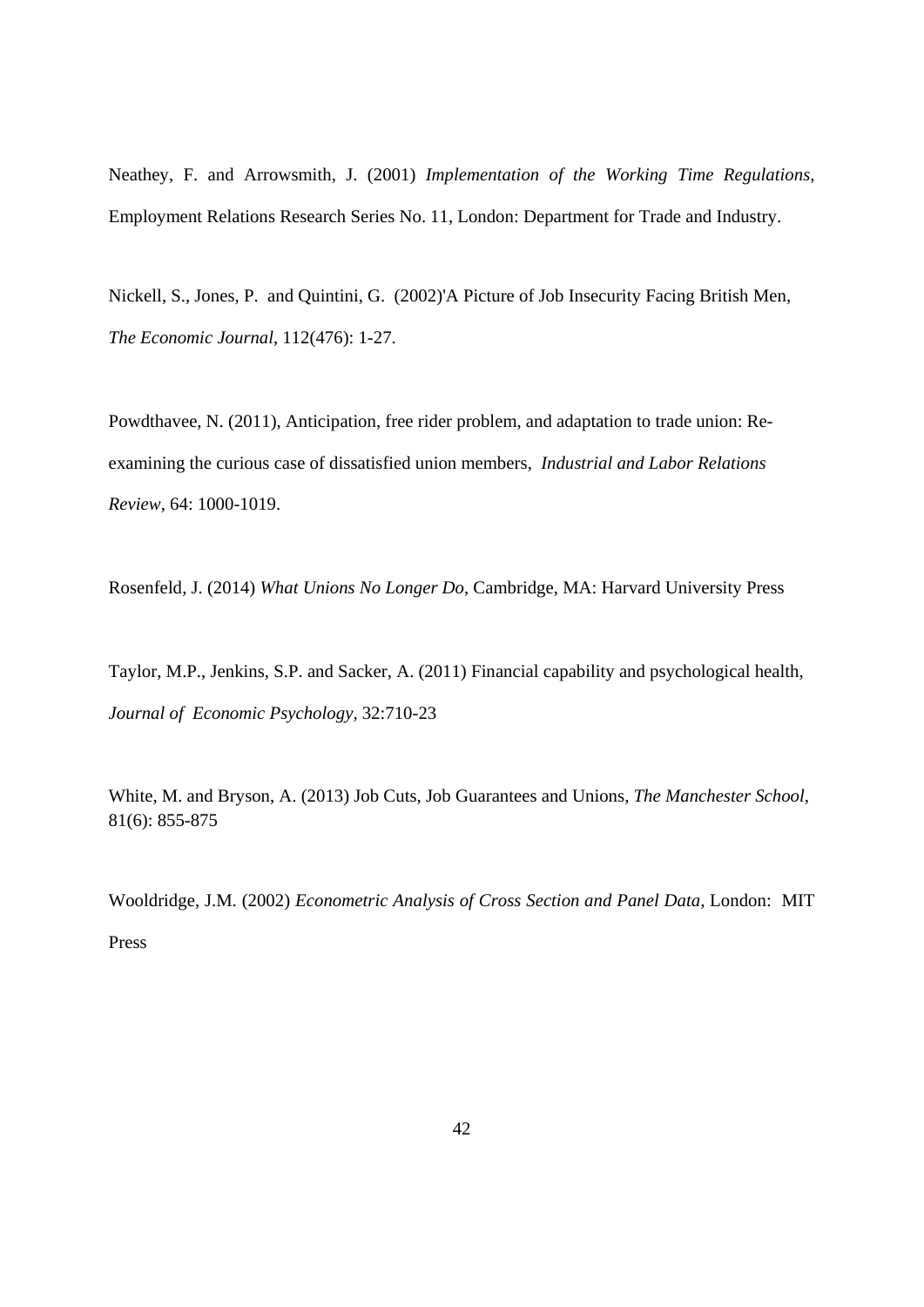Neathey, F. and Arrowsmith, J. (2001) *Implementation of the Working Time Regulations*, Employment Relations Research Series No. 11, London: Department for Trade and Industry.

Nickell, S., Jones, P. and Quintini, G. (2002)'A Picture of Job Insecurity Facing British Men, *The Economic Journal*, 112(476): 1-27.

Powdthavee, N. (2011), Anticipation, free rider problem, and adaptation to trade union: Re-examining the curious case of dissatisfied union members, *Industrial and Labor Relations Review*, 64: 1000-1019.

Rosenfeld, J. (2014) *What Unions No Longer Do*, Cambridge, MA: Harvard University Press

Taylor, M.P., Jenkins, S.P. and Sacker, A. (2011) Financial capability and psychological health, *Journal of Economic Psychology*, 32:710-23

White, M. and Bryson, A. (2013) Job Cuts, Job Guarantees and Unions, *The Manchester School*, 81(6): 855-875

Wooldridge, J.M. (2002) *Econometric Analysis of Cross Section and Panel Data*, London: MIT Press